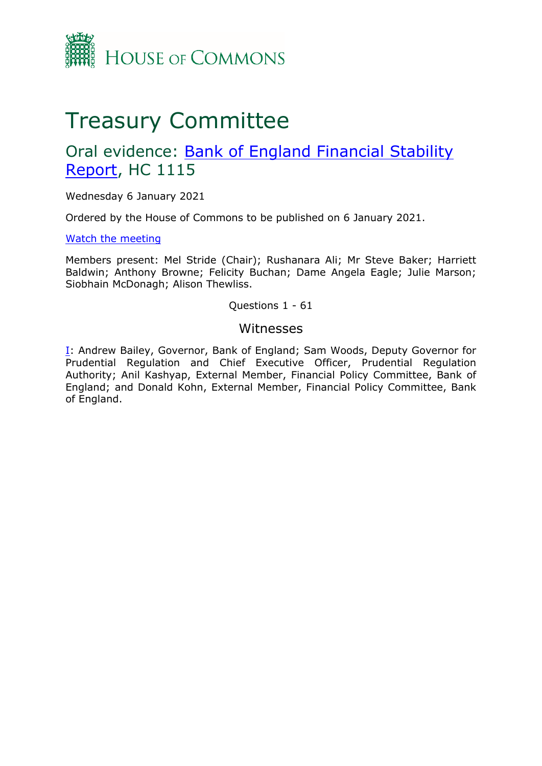HOUSE OF COMMONS

# Treasury Committee

## Oral evidence: Bank of England Financial Stability Report, HC 1115

Wednesday 6 January 2021

Ordered by the House of Commons to be published on 6 January 2021.

Watch the meeting

Members present: Mel Stride (Chair); Rushanara Ali; Mr Steve Baker; Harriett Baldwin; Anthony Browne; Felicity Buchan; Dame Angela Eagle; Julie Marson; Siobhain McDonagh; Alison Thewliss.

Questions 1 - 61

### Witnesses

I: Andrew Bailey, Governor, Bank of England; Sam Woods, Deputy Governor for Prudential Regulation and Chief Executive Officer, Prudential Regulation Authority; Anil Kashyap, External Member, Financial Policy Committee, Bank of England; and Donald Kohn, External Member, Financial Policy Committee, Bank of England.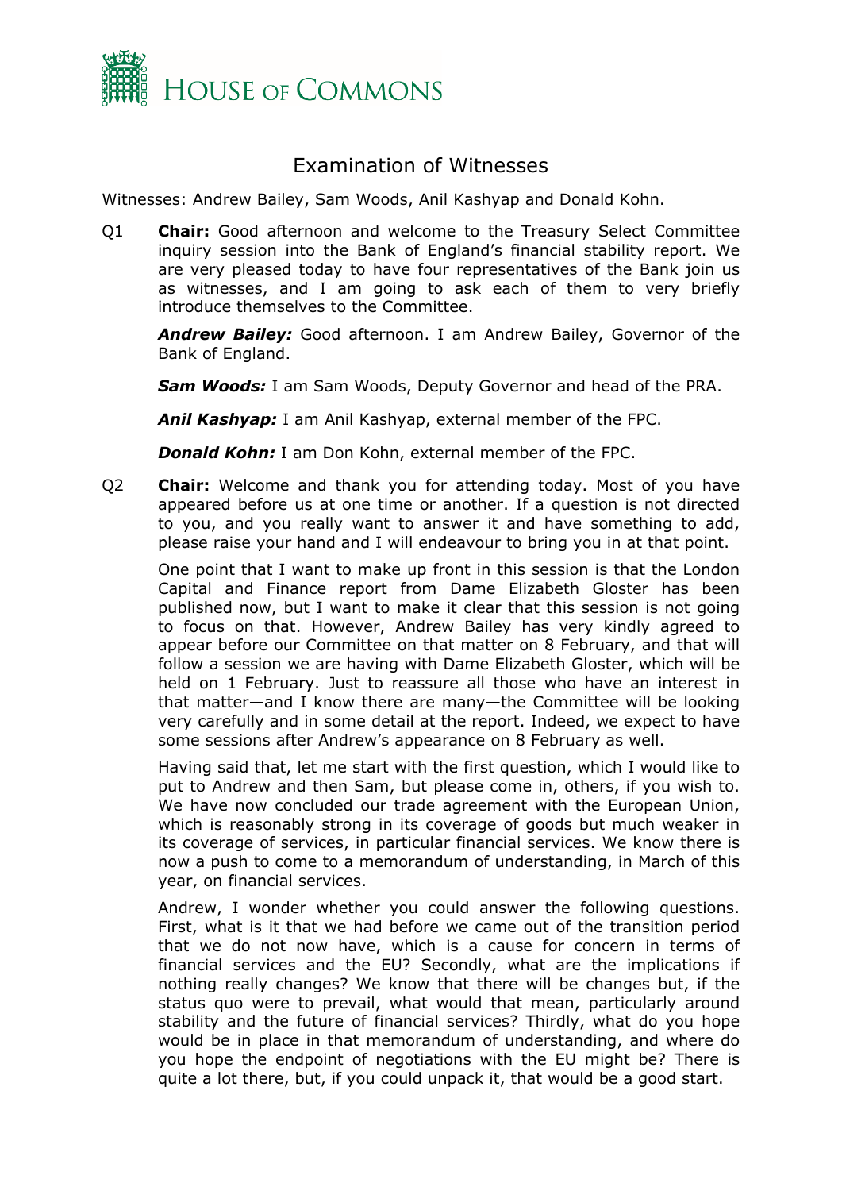# Examination of Witnesses

Witnesses: Andrew Bailey, Sam Woods, Anil Kashyap and Donald Kohn.

Q1 **Chair:** Good afternoon and welcome to the Treasury Select Committee inquiry session into the Bank of England's financial stability report. We are very pleased today to have four representatives of the Bank join us as witnesses, and I am going to ask each of them to very briefly introduce themselves to the Committee.

***Andrew Bailey:*** Good afternoon. I am Andrew Bailey, Governor of the Bank of England.

***Sam Woods:*** I am Sam Woods, Deputy Governor and head of the PRA.

***Anil Kashyap:*** I am Anil Kashyap, external member of the FPC.

***Donald Kohn:*** I am Don Kohn, external member of the FPC.

Q2 **Chair:** Welcome and thank you for attending today. Most of you have appeared before us at one time or another. If a question is not directed to you, and you really want to answer it and have something to add, please raise your hand and I will endeavour to bring you in at that point.

One point that I want to make up front in this session is that the London Capital and Finance report from Dame Elizabeth Gloster has been published now, but I want to make it clear that this session is not going to focus on that. However, Andrew Bailey has very kindly agreed to appear before our Committee on that matter on 8 February, and that will follow a session we are having with Dame Elizabeth Gloster, which will be held on 1 February. Just to reassure all those who have an interest in that matter—and I know there are many—the Committee will be looking very carefully and in some detail at the report. Indeed, we expect to have some sessions after Andrew's appearance on 8 February as well.

Having said that, let me start with the first question, which I would like to put to Andrew and then Sam, but please come in, others, if you wish to. We have now concluded our trade agreement with the European Union, which is reasonably strong in its coverage of goods but much weaker in its coverage of services, in particular financial services. We know there is now a push to come to a memorandum of understanding, in March of this year, on financial services.

Andrew, I wonder whether you could answer the following questions. First, what is it that we had before we came out of the transition period that we do not now have, which is a cause for concern in terms of financial services and the EU? Secondly, what are the implications if nothing really changes? We know that there will be changes but, if the status quo were to prevail, what would that mean, particularly around stability and the future of financial services? Thirdly, what do you hope would be in place in that memorandum of understanding, and where do you hope the endpoint of negotiations with the EU might be? There is quite a lot there, but, if you could unpack it, that would be a good start.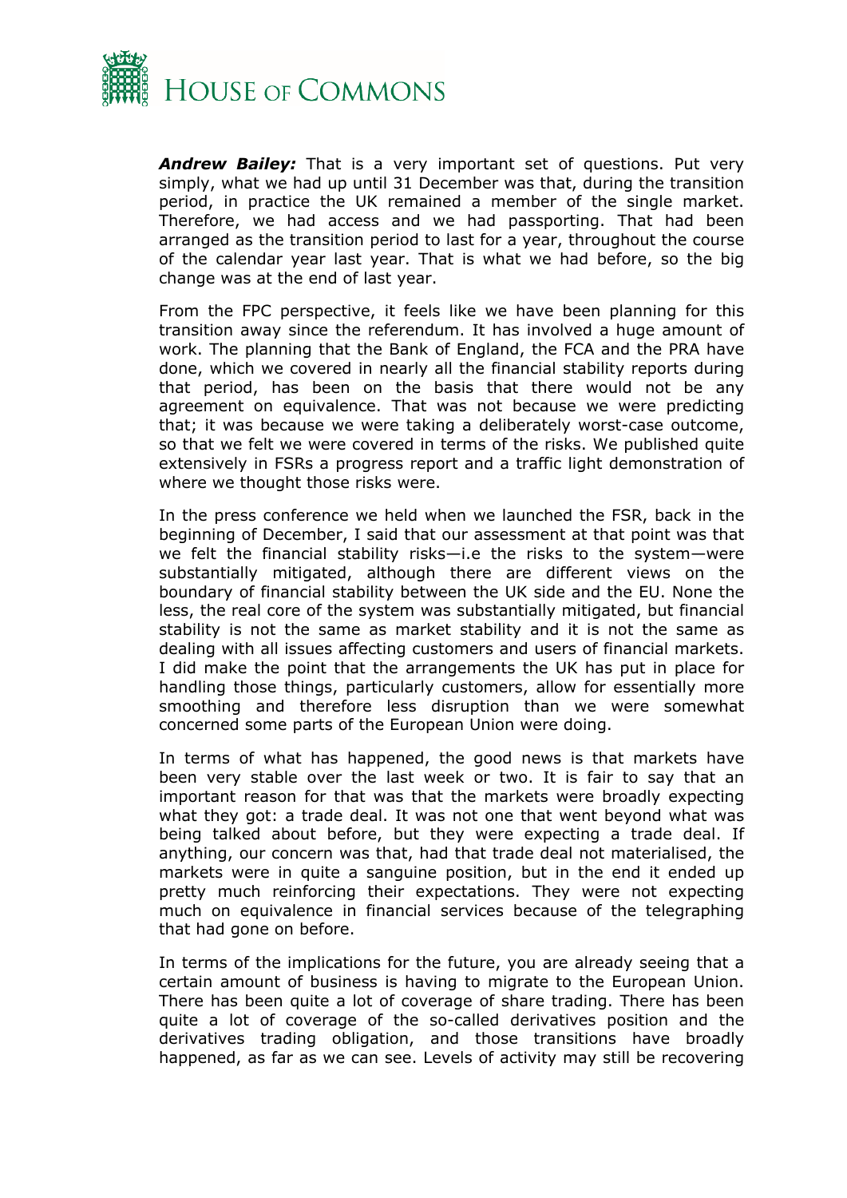***Andrew Bailey:*** That is a very important set of questions. Put very simply, what we had up until 31 December was that, during the transition period, in practice the UK remained a member of the single market. Therefore, we had access and we had passporting. That had been arranged as the transition period to last for a year, throughout the course of the calendar year last year. That is what we had before, so the big change was at the end of last year.

From the FPC perspective, it feels like we have been planning for this transition away since the referendum. It has involved a huge amount of work. The planning that the Bank of England, the FCA and the PRA have done, which we covered in nearly all the financial stability reports during that period, has been on the basis that there would not be any agreement on equivalence. That was not because we were predicting that; it was because we were taking a deliberately worst-case outcome, so that we felt we were covered in terms of the risks. We published quite extensively in FSRs a progress report and a traffic light demonstration of where we thought those risks were.

In the press conference we held when we launched the FSR, back in the beginning of December, I said that our assessment at that point was that we felt the financial stability risks—i.e the risks to the system—were substantially mitigated, although there are different views on the boundary of financial stability between the UK side and the EU. None the less, the real core of the system was substantially mitigated, but financial stability is not the same as market stability and it is not the same as dealing with all issues affecting customers and users of financial markets. I did make the point that the arrangements the UK has put in place for handling those things, particularly customers, allow for essentially more smoothing and therefore less disruption than we were somewhat concerned some parts of the European Union were doing.

In terms of what has happened, the good news is that markets have been very stable over the last week or two. It is fair to say that an important reason for that was that the markets were broadly expecting what they got: a trade deal. It was not one that went beyond what was being talked about before, but they were expecting a trade deal. If anything, our concern was that, had that trade deal not materialised, the markets were in quite a sanguine position, but in the end it ended up pretty much reinforcing their expectations. They were not expecting much on equivalence in financial services because of the telegraphing that had gone on before.

In terms of the implications for the future, you are already seeing that a certain amount of business is having to migrate to the European Union. There has been quite a lot of coverage of share trading. There has been quite a lot of coverage of the so-called derivatives position and the derivatives trading obligation, and those transitions have broadly happened, as far as we can see. Levels of activity may still be recovering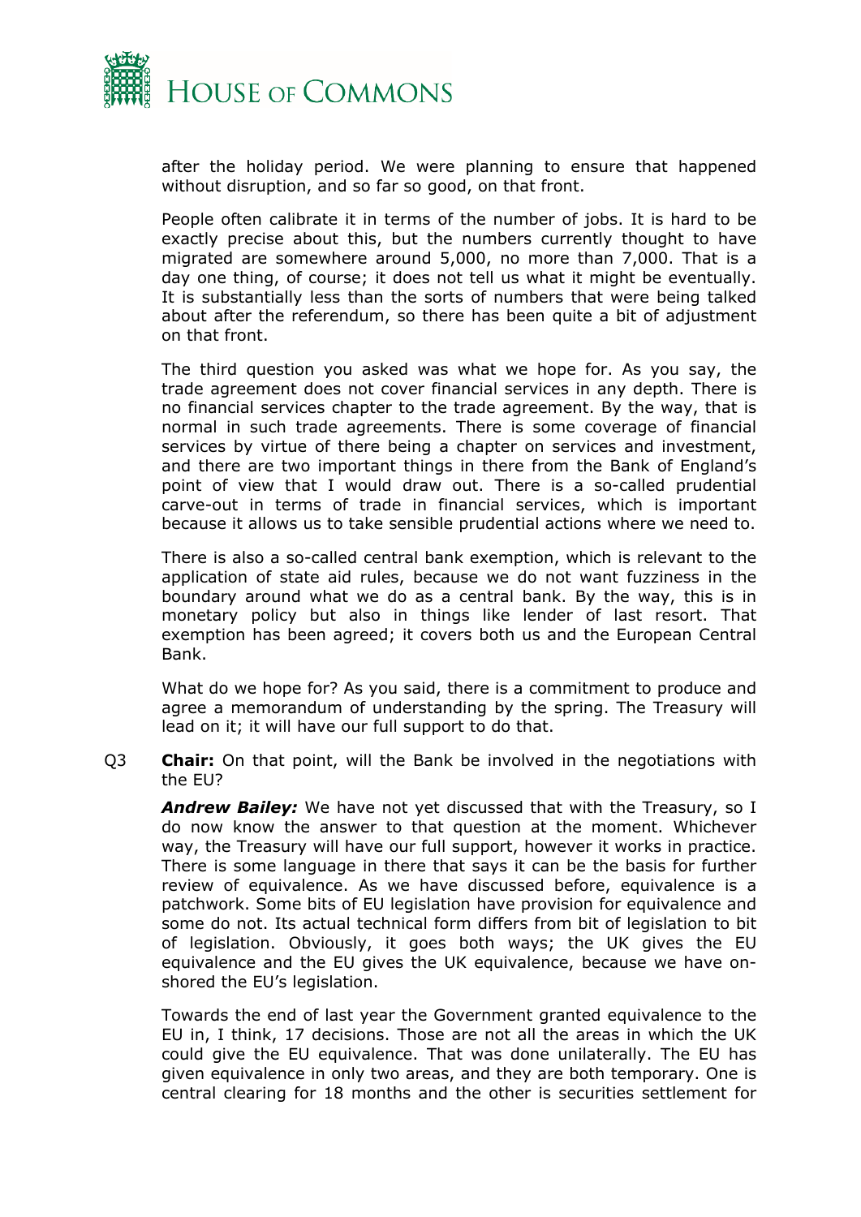after the holiday period. We were planning to ensure that happened without disruption, and so far so good, on that front.

People often calibrate it in terms of the number of jobs. It is hard to be exactly precise about this, but the numbers currently thought to have migrated are somewhere around 5,000, no more than 7,000. That is a day one thing, of course; it does not tell us what it might be eventually. It is substantially less than the sorts of numbers that were being talked about after the referendum, so there has been quite a bit of adjustment on that front.

The third question you asked was what we hope for. As you say, the trade agreement does not cover financial services in any depth. There is no financial services chapter to the trade agreement. By the way, that is normal in such trade agreements. There is some coverage of financial services by virtue of there being a chapter on services and investment, and there are two important things in there from the Bank of England's point of view that I would draw out. There is a so-called prudential carve-out in terms of trade in financial services, which is important because it allows us to take sensible prudential actions where we need to.

There is also a so-called central bank exemption, which is relevant to the application of state aid rules, because we do not want fuzziness in the boundary around what we do as a central bank. By the way, this is in monetary policy but also in things like lender of last resort. That exemption has been agreed; it covers both us and the European Central Bank.

What do we hope for? As you said, there is a commitment to produce and agree a memorandum of understanding by the spring. The Treasury will lead on it; it will have our full support to do that.

Q3 **Chair:** On that point, will the Bank be involved in the negotiations with the EU?

***Andrew Bailey:*** We have not yet discussed that with the Treasury, so I do now know the answer to that question at the moment. Whichever way, the Treasury will have our full support, however it works in practice. There is some language in there that says it can be the basis for further review of equivalence. As we have discussed before, equivalence is a patchwork. Some bits of EU legislation have provision for equivalence and some do not. Its actual technical form differs from bit of legislation to bit of legislation. Obviously, it goes both ways; the UK gives the EU equivalence and the EU gives the UK equivalence, because we have on-shored the EU's legislation.

Towards the end of last year the Government granted equivalence to the EU in, I think, 17 decisions. Those are not all the areas in which the UK could give the EU equivalence. That was done unilaterally. The EU has given equivalence in only two areas, and they are both temporary. One is central clearing for 18 months and the other is securities settlement for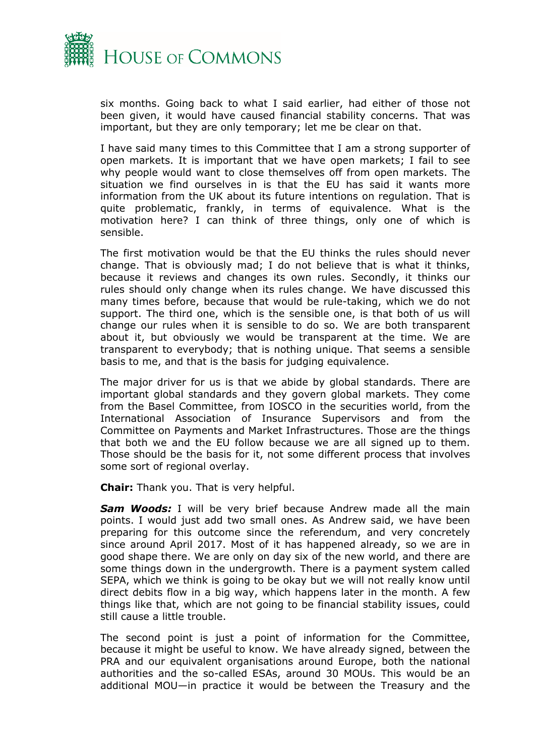six months. Going back to what I said earlier, had either of those not been given, it would have caused financial stability concerns. That was important, but they are only temporary; let me be clear on that.

I have said many times to this Committee that I am a strong supporter of open markets. It is important that we have open markets; I fail to see why people would want to close themselves off from open markets. The situation we find ourselves in is that the EU has said it wants more information from the UK about its future intentions on regulation. That is quite problematic, frankly, in terms of equivalence. What is the motivation here? I can think of three things, only one of which is sensible.

The first motivation would be that the EU thinks the rules should never change. That is obviously mad; I do not believe that is what it thinks, because it reviews and changes its own rules. Secondly, it thinks our rules should only change when its rules change. We have discussed this many times before, because that would be rule-taking, which we do not support. The third one, which is the sensible one, is that both of us will change our rules when it is sensible to do so. We are both transparent about it, but obviously we would be transparent at the time. We are transparent to everybody; that is nothing unique. That seems a sensible basis to me, and that is the basis for judging equivalence.

The major driver for us is that we abide by global standards. There are important global standards and they govern global markets. They come from the Basel Committee, from IOSCO in the securities world, from the International Association of Insurance Supervisors and from the Committee on Payments and Market Infrastructures. Those are the things that both we and the EU follow because we are all signed up to them. Those should be the basis for it, not some different process that involves some sort of regional overlay.

**Chair:** Thank you. That is very helpful.

***Sam Woods:*** I will be very brief because Andrew made all the main points. I would just add two small ones. As Andrew said, we have been preparing for this outcome since the referendum, and very concretely since around April 2017. Most of it has happened already, so we are in good shape there. We are only on day six of the new world, and there are some things down in the undergrowth. There is a payment system called SEPA, which we think is going to be okay but we will not really know until direct debits flow in a big way, which happens later in the month. A few things like that, which are not going to be financial stability issues, could still cause a little trouble.

The second point is just a point of information for the Committee, because it might be useful to know. We have already signed, between the PRA and our equivalent organisations around Europe, both the national authorities and the so-called ESAs, around 30 MOUs. This would be an additional MOU—in practice it would be between the Treasury and the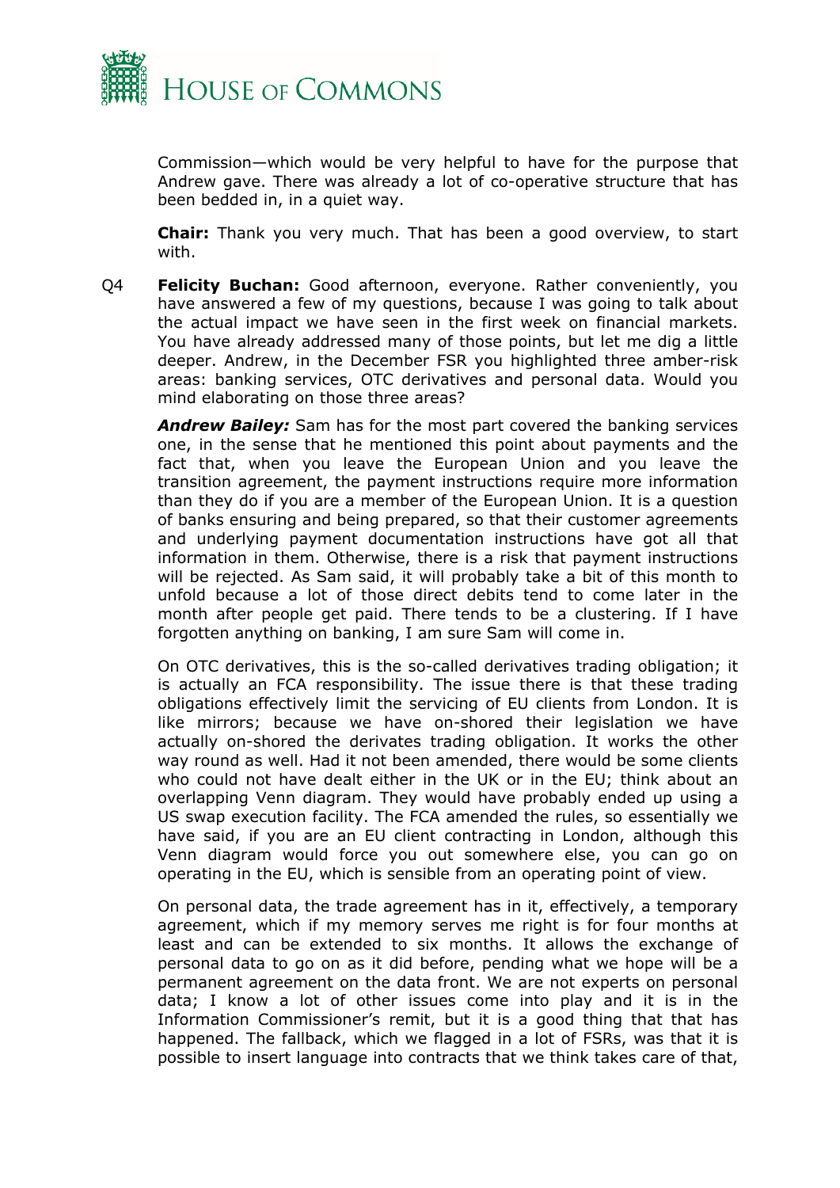Commission—which would be very helpful to have for the purpose that Andrew gave. There was already a lot of co-operative structure that has been bedded in, in a quiet way.

**Chair:** Thank you very much. That has been a good overview, to start with.

Q4 **Felicity Buchan:** Good afternoon, everyone. Rather conveniently, you have answered a few of my questions, because I was going to talk about the actual impact we have seen in the first week on financial markets. You have already addressed many of those points, but let me dig a little deeper. Andrew, in the December FSR you highlighted three amber-risk areas: banking services, OTC derivatives and personal data. Would you mind elaborating on those three areas?

***Andrew Bailey:*** Sam has for the most part covered the banking services one, in the sense that he mentioned this point about payments and the fact that, when you leave the European Union and you leave the transition agreement, the payment instructions require more information than they do if you are a member of the European Union. It is a question of banks ensuring and being prepared, so that their customer agreements and underlying payment documentation instructions have got all that information in them. Otherwise, there is a risk that payment instructions will be rejected. As Sam said, it will probably take a bit of this month to unfold because a lot of those direct debits tend to come later in the month after people get paid. There tends to be a clustering. If I have forgotten anything on banking, I am sure Sam will come in.

On OTC derivatives, this is the so-called derivatives trading obligation; it is actually an FCA responsibility. The issue there is that these trading obligations effectively limit the servicing of EU clients from London. It is like mirrors; because we have on-shored their legislation we have actually on-shored the derivates trading obligation. It works the other way round as well. Had it not been amended, there would be some clients who could not have dealt either in the UK or in the EU; think about an overlapping Venn diagram. They would have probably ended up using a US swap execution facility. The FCA amended the rules, so essentially we have said, if you are an EU client contracting in London, although this Venn diagram would force you out somewhere else, you can go on operating in the EU, which is sensible from an operating point of view.

On personal data, the trade agreement has in it, effectively, a temporary agreement, which if my memory serves me right is for four months at least and can be extended to six months. It allows the exchange of personal data to go on as it did before, pending what we hope will be a permanent agreement on the data front. We are not experts on personal data; I know a lot of other issues come into play and it is in the Information Commissioner's remit, but it is a good thing that that has happened. The fallback, which we flagged in a lot of FSRs, was that it is possible to insert language into contracts that we think takes care of that,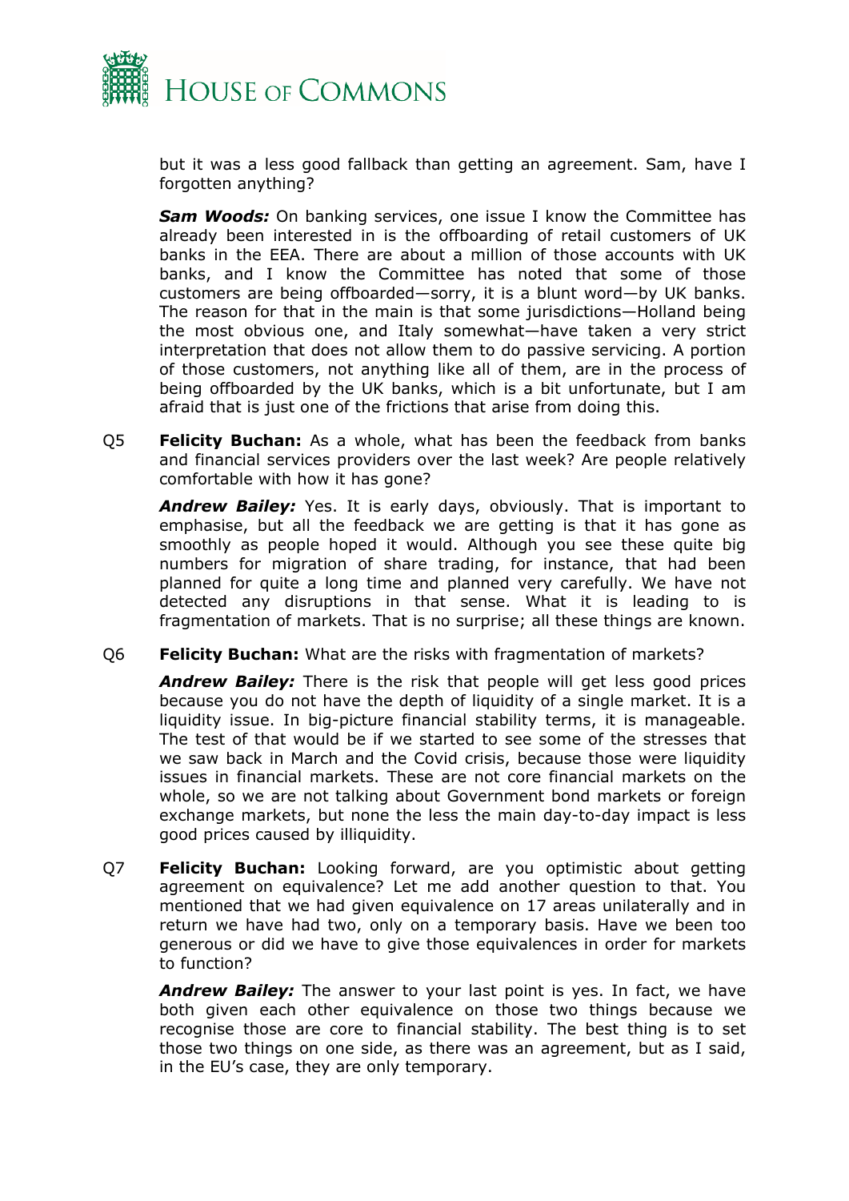but it was a less good fallback than getting an agreement. Sam, have I forgotten anything?

***Sam Woods:*** On banking services, one issue I know the Committee has already been interested in is the offboarding of retail customers of UK banks in the EEA. There are about a million of those accounts with UK banks, and I know the Committee has noted that some of those customers are being offboarded—sorry, it is a blunt word—by UK banks. The reason for that in the main is that some jurisdictions—Holland being the most obvious one, and Italy somewhat—have taken a very strict interpretation that does not allow them to do passive servicing. A portion of those customers, not anything like all of them, are in the process of being offboarded by the UK banks, which is a bit unfortunate, but I am afraid that is just one of the frictions that arise from doing this.

Q5 **Felicity Buchan:** As a whole, what has been the feedback from banks and financial services providers over the last week? Are people relatively comfortable with how it has gone?

***Andrew Bailey:*** Yes. It is early days, obviously. That is important to emphasise, but all the feedback we are getting is that it has gone as smoothly as people hoped it would. Although you see these quite big numbers for migration of share trading, for instance, that had been planned for quite a long time and planned very carefully. We have not detected any disruptions in that sense. What it is leading to is fragmentation of markets. That is no surprise; all these things are known.

Q6 **Felicity Buchan:** What are the risks with fragmentation of markets?

***Andrew Bailey:*** There is the risk that people will get less good prices because you do not have the depth of liquidity of a single market. It is a liquidity issue. In big-picture financial stability terms, it is manageable. The test of that would be if we started to see some of the stresses that we saw back in March and the Covid crisis, because those were liquidity issues in financial markets. These are not core financial markets on the whole, so we are not talking about Government bond markets or foreign exchange markets, but none the less the main day-to-day impact is less good prices caused by illiquidity.

Q7 **Felicity Buchan:** Looking forward, are you optimistic about getting agreement on equivalence? Let me add another question to that. You mentioned that we had given equivalence on 17 areas unilaterally and in return we have had two, only on a temporary basis. Have we been too generous or did we have to give those equivalences in order for markets to function?

***Andrew Bailey:*** The answer to your last point is yes. In fact, we have both given each other equivalence on those two things because we recognise those are core to financial stability. The best thing is to set those two things on one side, as there was an agreement, but as I said, in the EU's case, they are only temporary.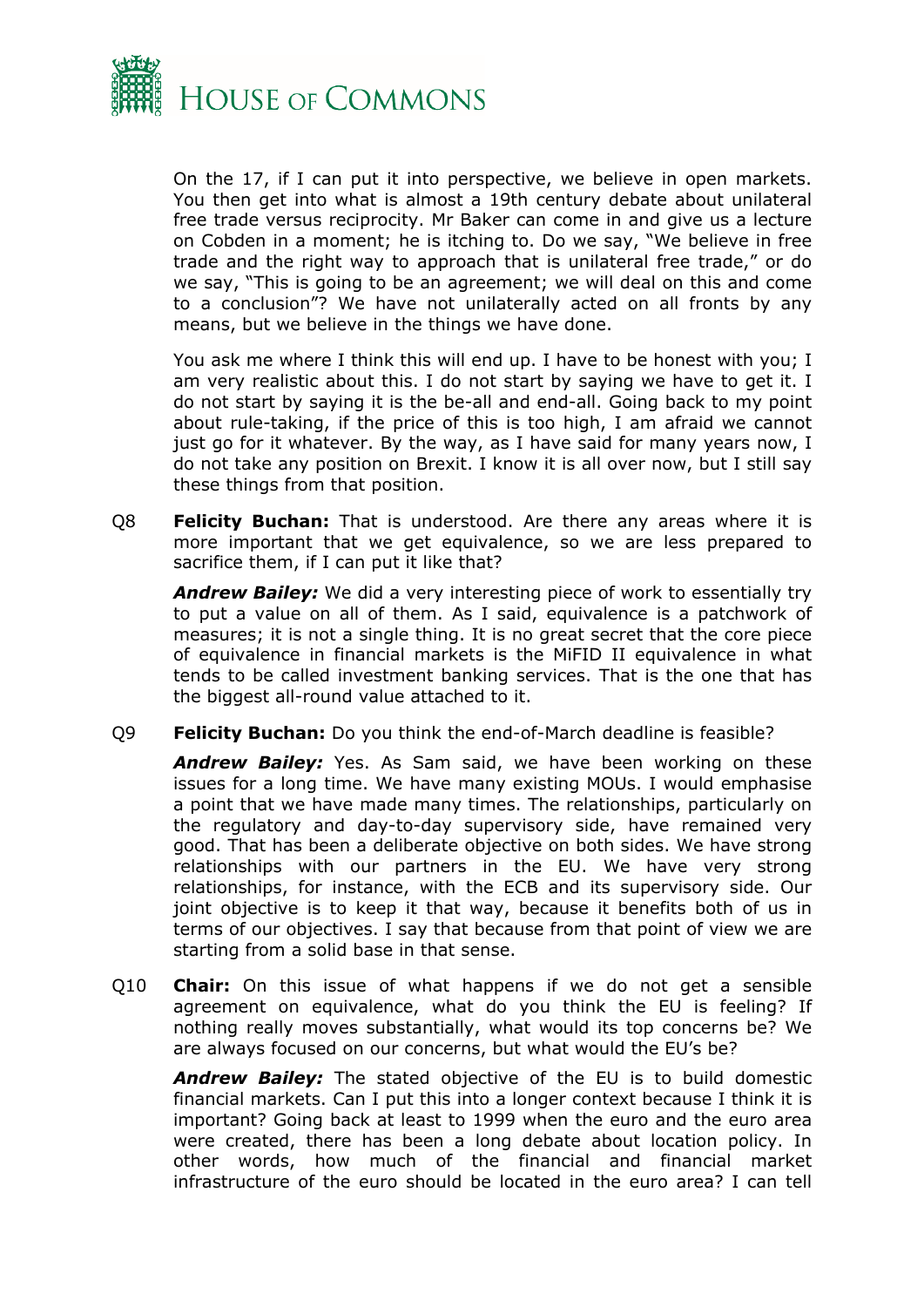On the 17, if I can put it into perspective, we believe in open markets. You then get into what is almost a 19th century debate about unilateral free trade versus reciprocity. Mr Baker can come in and give us a lecture on Cobden in a moment; he is itching to. Do we say, "We believe in free trade and the right way to approach that is unilateral free trade," or do we say, "This is going to be an agreement; we will deal on this and come to a conclusion"? We have not unilaterally acted on all fronts by any means, but we believe in the things we have done.

You ask me where I think this will end up. I have to be honest with you; I am very realistic about this. I do not start by saying we have to get it. I do not start by saying it is the be-all and end-all. Going back to my point about rule-taking, if the price of this is too high, I am afraid we cannot just go for it whatever. By the way, as I have said for many years now, I do not take any position on Brexit. I know it is all over now, but I still say these things from that position.

Q8 **Felicity Buchan:** That is understood. Are there any areas where it is more important that we get equivalence, so we are less prepared to sacrifice them, if I can put it like that?

***Andrew Bailey:*** We did a very interesting piece of work to essentially try to put a value on all of them. As I said, equivalence is a patchwork of measures; it is not a single thing. It is no great secret that the core piece of equivalence in financial markets is the MiFID II equivalence in what tends to be called investment banking services. That is the one that has the biggest all-round value attached to it.

Q9 **Felicity Buchan:** Do you think the end-of-March deadline is feasible?

***Andrew Bailey:*** Yes. As Sam said, we have been working on these issues for a long time. We have many existing MOUs. I would emphasise a point that we have made many times. The relationships, particularly on the regulatory and day-to-day supervisory side, have remained very good. That has been a deliberate objective on both sides. We have strong relationships with our partners in the EU. We have very strong relationships, for instance, with the ECB and its supervisory side. Our joint objective is to keep it that way, because it benefits both of us in terms of our objectives. I say that because from that point of view we are starting from a solid base in that sense.

Q10 **Chair:** On this issue of what happens if we do not get a sensible agreement on equivalence, what do you think the EU is feeling? If nothing really moves substantially, what would its top concerns be? We are always focused on our concerns, but what would the EU's be?

***Andrew Bailey:*** The stated objective of the EU is to build domestic financial markets. Can I put this into a longer context because I think it is important? Going back at least to 1999 when the euro and the euro area were created, there has been a long debate about location policy. In other words, how much of the financial and financial market infrastructure of the euro should be located in the euro area? I can tell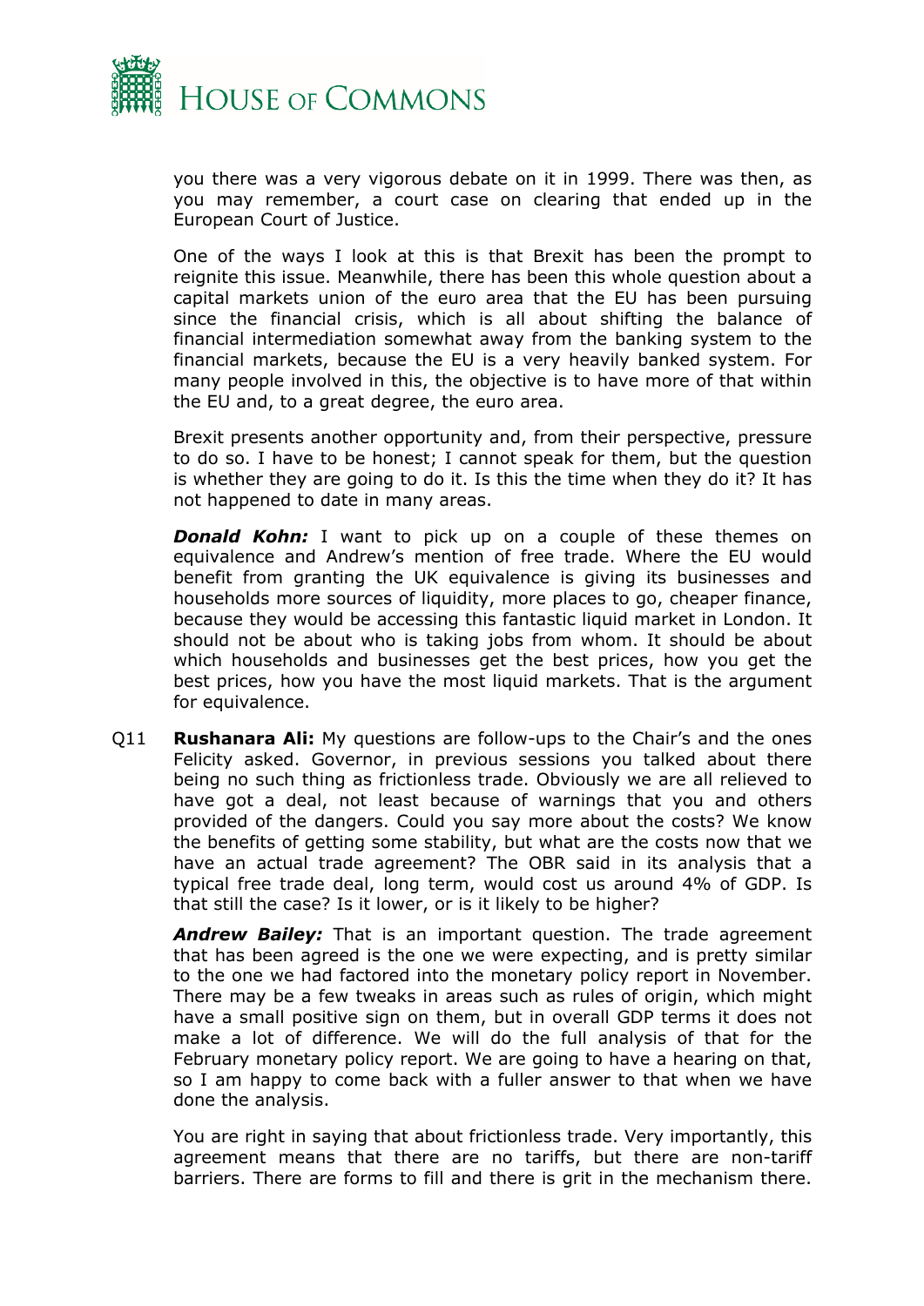you there was a very vigorous debate on it in 1999. There was then, as you may remember, a court case on clearing that ended up in the European Court of Justice.

One of the ways I look at this is that Brexit has been the prompt to reignite this issue. Meanwhile, there has been this whole question about a capital markets union of the euro area that the EU has been pursuing since the financial crisis, which is all about shifting the balance of financial intermediation somewhat away from the banking system to the financial markets, because the EU is a very heavily banked system. For many people involved in this, the objective is to have more of that within the EU and, to a great degree, the euro area.

Brexit presents another opportunity and, from their perspective, pressure to do so. I have to be honest; I cannot speak for them, but the question is whether they are going to do it. Is this the time when they do it? It has not happened to date in many areas.

***Donald Kohn:*** I want to pick up on a couple of these themes on equivalence and Andrew's mention of free trade. Where the EU would benefit from granting the UK equivalence is giving its businesses and households more sources of liquidity, more places to go, cheaper finance, because they would be accessing this fantastic liquid market in London. It should not be about who is taking jobs from whom. It should be about which households and businesses get the best prices, how you get the best prices, how you have the most liquid markets. That is the argument for equivalence.

Q11 **Rushanara Ali:** My questions are follow-ups to the Chair's and the ones Felicity asked. Governor, in previous sessions you talked about there being no such thing as frictionless trade. Obviously we are all relieved to have got a deal, not least because of warnings that you and others provided of the dangers. Could you say more about the costs? We know the benefits of getting some stability, but what are the costs now that we have an actual trade agreement? The OBR said in its analysis that a typical free trade deal, long term, would cost us around 4% of GDP. Is that still the case? Is it lower, or is it likely to be higher?

***Andrew Bailey:*** That is an important question. The trade agreement that has been agreed is the one we were expecting, and is pretty similar to the one we had factored into the monetary policy report in November. There may be a few tweaks in areas such as rules of origin, which might have a small positive sign on them, but in overall GDP terms it does not make a lot of difference. We will do the full analysis of that for the February monetary policy report. We are going to have a hearing on that, so I am happy to come back with a fuller answer to that when we have done the analysis.

You are right in saying that about frictionless trade. Very importantly, this agreement means that there are no tariffs, but there are non-tariff barriers. There are forms to fill and there is grit in the mechanism there.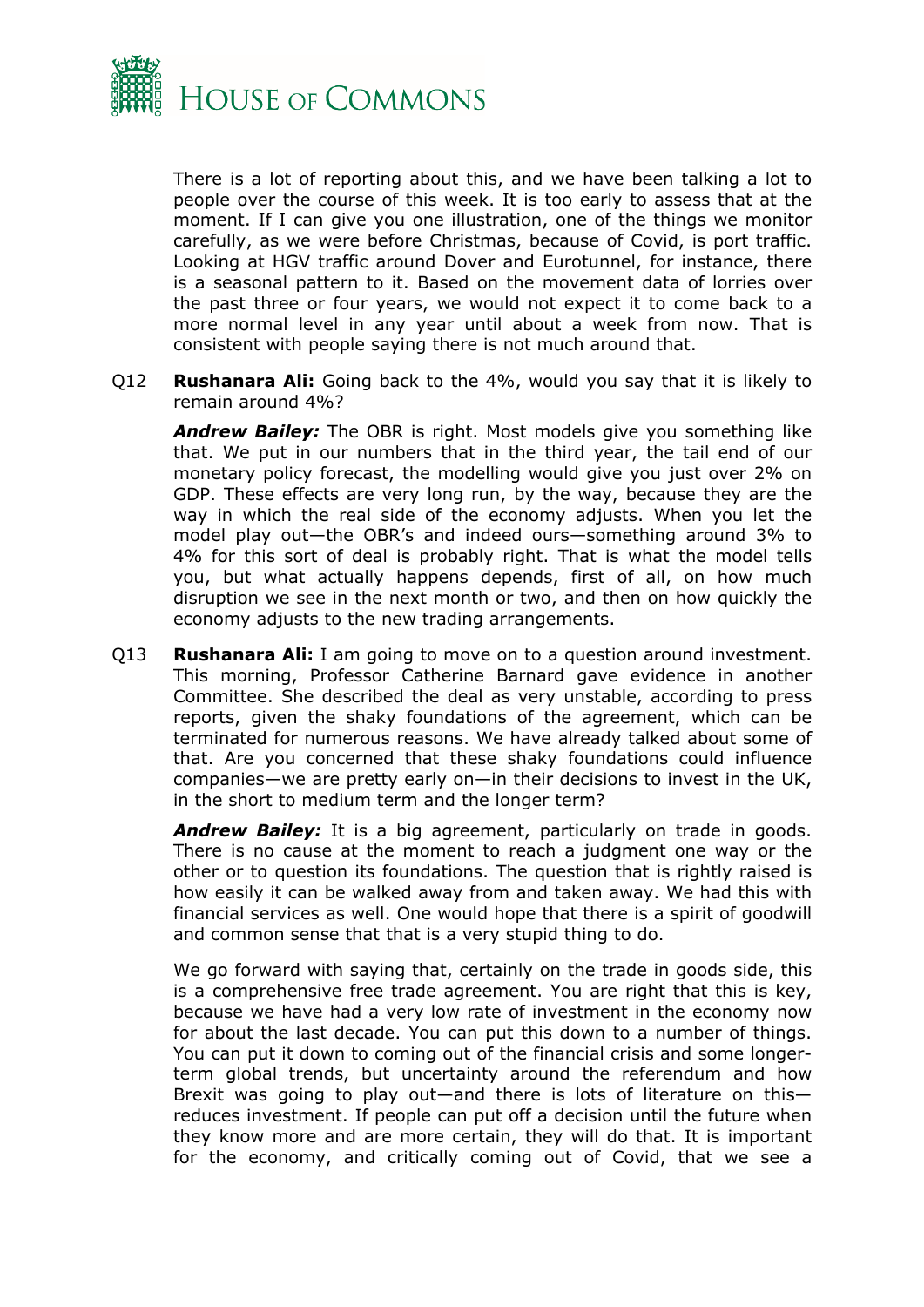There is a lot of reporting about this, and we have been talking a lot to people over the course of this week. It is too early to assess that at the moment. If I can give you one illustration, one of the things we monitor carefully, as we were before Christmas, because of Covid, is port traffic. Looking at HGV traffic around Dover and Eurotunnel, for instance, there is a seasonal pattern to it. Based on the movement data of lorries over the past three or four years, we would not expect it to come back to a more normal level in any year until about a week from now. That is consistent with people saying there is not much around that.

Q12 **Rushanara Ali:** Going back to the 4%, would you say that it is likely to remain around 4%?

***Andrew Bailey:*** The OBR is right. Most models give you something like that. We put in our numbers that in the third year, the tail end of our monetary policy forecast, the modelling would give you just over 2% on GDP. These effects are very long run, by the way, because they are the way in which the real side of the economy adjusts. When you let the model play out—the OBR's and indeed ours—something around 3% to 4% for this sort of deal is probably right. That is what the model tells you, but what actually happens depends, first of all, on how much disruption we see in the next month or two, and then on how quickly the economy adjusts to the new trading arrangements.

Q13 **Rushanara Ali:** I am going to move on to a question around investment. This morning, Professor Catherine Barnard gave evidence in another Committee. She described the deal as very unstable, according to press reports, given the shaky foundations of the agreement, which can be terminated for numerous reasons. We have already talked about some of that. Are you concerned that these shaky foundations could influence companies—we are pretty early on—in their decisions to invest in the UK, in the short to medium term and the longer term?

***Andrew Bailey:*** It is a big agreement, particularly on trade in goods. There is no cause at the moment to reach a judgment one way or the other or to question its foundations. The question that is rightly raised is how easily it can be walked away from and taken away. We had this with financial services as well. One would hope that there is a spirit of goodwill and common sense that that is a very stupid thing to do.

We go forward with saying that, certainly on the trade in goods side, this is a comprehensive free trade agreement. You are right that this is key, because we have had a very low rate of investment in the economy now for about the last decade. You can put this down to a number of things. You can put it down to coming out of the financial crisis and some longer-term global trends, but uncertainty around the referendum and how Brexit was going to play out—and there is lots of literature on this—reduces investment. If people can put off a decision until the future when they know more and are more certain, they will do that. It is important for the economy, and critically coming out of Covid, that we see a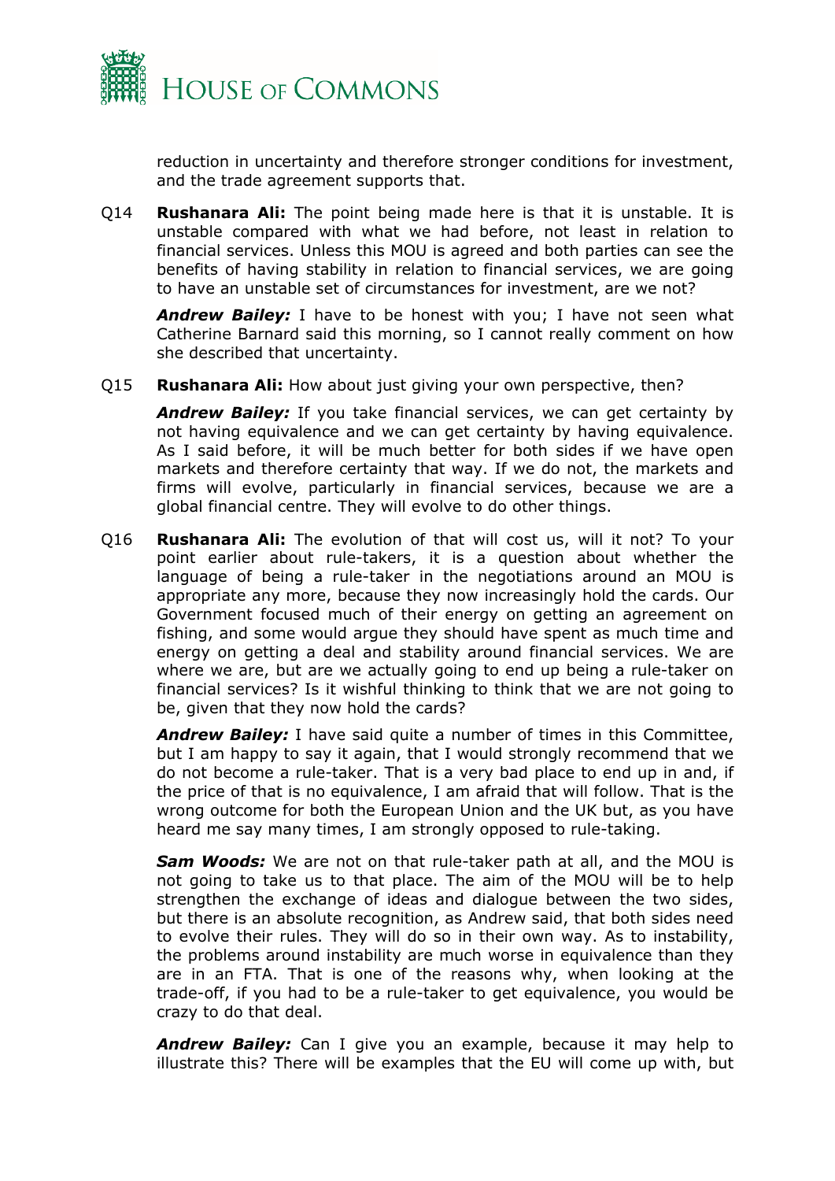reduction in uncertainty and therefore stronger conditions for investment, and the trade agreement supports that.

Q14 **Rushanara Ali:** The point being made here is that it is unstable. It is unstable compared with what we had before, not least in relation to financial services. Unless this MOU is agreed and both parties can see the benefits of having stability in relation to financial services, we are going to have an unstable set of circumstances for investment, are we not?

***Andrew Bailey:*** I have to be honest with you; I have not seen what Catherine Barnard said this morning, so I cannot really comment on how she described that uncertainty.

Q15 **Rushanara Ali:** How about just giving your own perspective, then?

***Andrew Bailey:*** If you take financial services, we can get certainty by not having equivalence and we can get certainty by having equivalence. As I said before, it will be much better for both sides if we have open markets and therefore certainty that way. If we do not, the markets and firms will evolve, particularly in financial services, because we are a global financial centre. They will evolve to do other things.

Q16 **Rushanara Ali:** The evolution of that will cost us, will it not? To your point earlier about rule-takers, it is a question about whether the language of being a rule-taker in the negotiations around an MOU is appropriate any more, because they now increasingly hold the cards. Our Government focused much of their energy on getting an agreement on fishing, and some would argue they should have spent as much time and energy on getting a deal and stability around financial services. We are where we are, but are we actually going to end up being a rule-taker on financial services? Is it wishful thinking to think that we are not going to be, given that they now hold the cards?

***Andrew Bailey:*** I have said quite a number of times in this Committee, but I am happy to say it again, that I would strongly recommend that we do not become a rule-taker. That is a very bad place to end up in and, if the price of that is no equivalence, I am afraid that will follow. That is the wrong outcome for both the European Union and the UK but, as you have heard me say many times, I am strongly opposed to rule-taking.

***Sam Woods:*** We are not on that rule-taker path at all, and the MOU is not going to take us to that place. The aim of the MOU will be to help strengthen the exchange of ideas and dialogue between the two sides, but there is an absolute recognition, as Andrew said, that both sides need to evolve their rules. They will do so in their own way. As to instability, the problems around instability are much worse in equivalence than they are in an FTA. That is one of the reasons why, when looking at the trade-off, if you had to be a rule-taker to get equivalence, you would be crazy to do that deal.

***Andrew Bailey:*** Can I give you an example, because it may help to illustrate this? There will be examples that the EU will come up with, but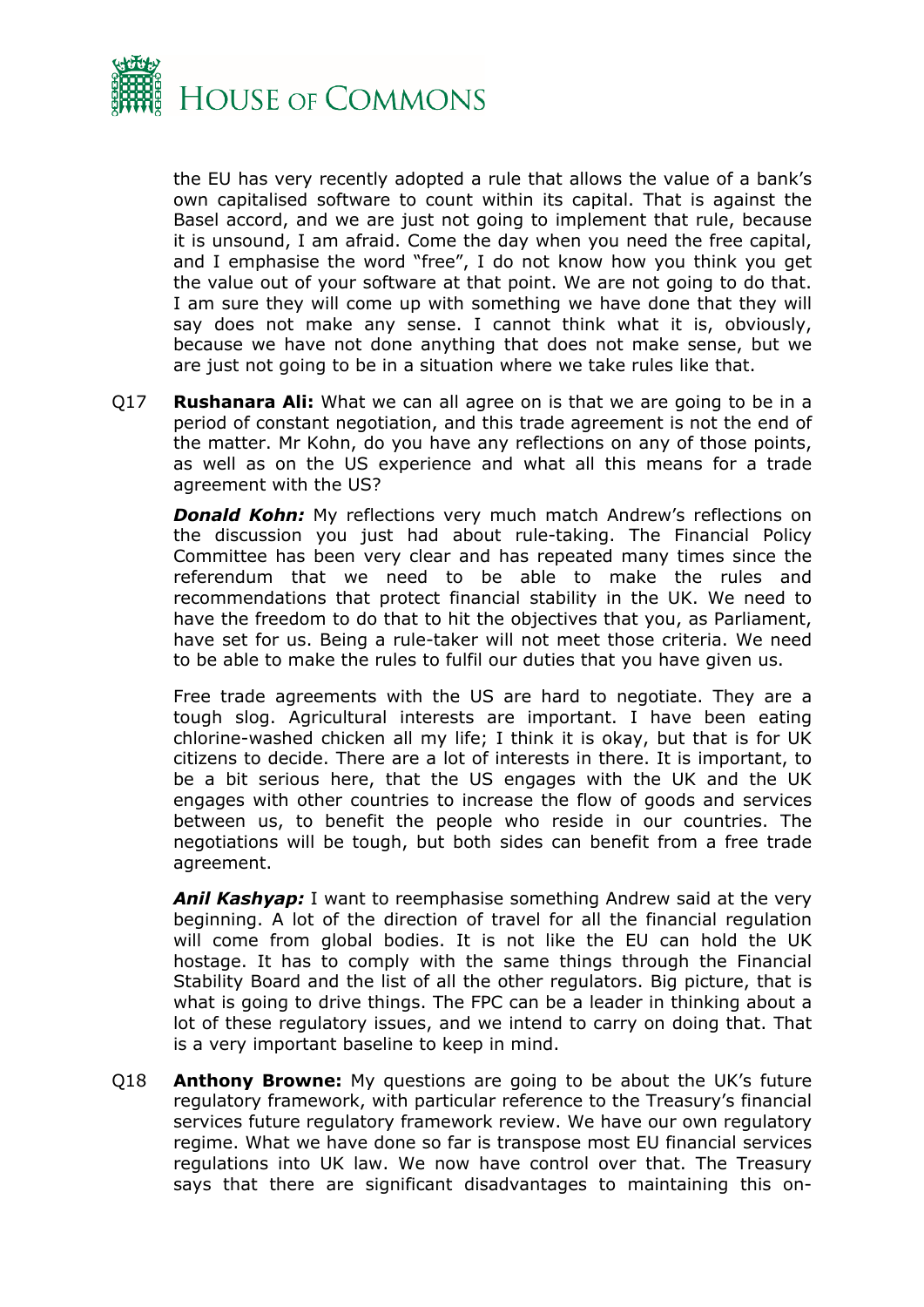the EU has very recently adopted a rule that allows the value of a bank's own capitalised software to count within its capital. That is against the Basel accord, and we are just not going to implement that rule, because it is unsound, I am afraid. Come the day when you need the free capital, and I emphasise the word "free", I do not know how you think you get the value out of your software at that point. We are not going to do that. I am sure they will come up with something we have done that they will say does not make any sense. I cannot think what it is, obviously, because we have not done anything that does not make sense, but we are just not going to be in a situation where we take rules like that.

Q17 **Rushanara Ali:** What we can all agree on is that we are going to be in a period of constant negotiation, and this trade agreement is not the end of the matter. Mr Kohn, do you have any reflections on any of those points, as well as on the US experience and what all this means for a trade agreement with the US?

***Donald Kohn:*** My reflections very much match Andrew's reflections on the discussion you just had about rule-taking. The Financial Policy Committee has been very clear and has repeated many times since the referendum that we need to be able to make the rules and recommendations that protect financial stability in the UK. We need to have the freedom to do that to hit the objectives that you, as Parliament, have set for us. Being a rule-taker will not meet those criteria. We need to be able to make the rules to fulfil our duties that you have given us.

Free trade agreements with the US are hard to negotiate. They are a tough slog. Agricultural interests are important. I have been eating chlorine-washed chicken all my life; I think it is okay, but that is for UK citizens to decide. There are a lot of interests in there. It is important, to be a bit serious here, that the US engages with the UK and the UK engages with other countries to increase the flow of goods and services between us, to benefit the people who reside in our countries. The negotiations will be tough, but both sides can benefit from a free trade agreement.

***Anil Kashyap:*** I want to reemphasise something Andrew said at the very beginning. A lot of the direction of travel for all the financial regulation will come from global bodies. It is not like the EU can hold the UK hostage. It has to comply with the same things through the Financial Stability Board and the list of all the other regulators. Big picture, that is what is going to drive things. The FPC can be a leader in thinking about a lot of these regulatory issues, and we intend to carry on doing that. That is a very important baseline to keep in mind.

Q18 **Anthony Browne:** My questions are going to be about the UK's future regulatory framework, with particular reference to the Treasury's financial services future regulatory framework review. We have our own regulatory regime. What we have done so far is transpose most EU financial services regulations into UK law. We now have control over that. The Treasury says that there are significant disadvantages to maintaining this on-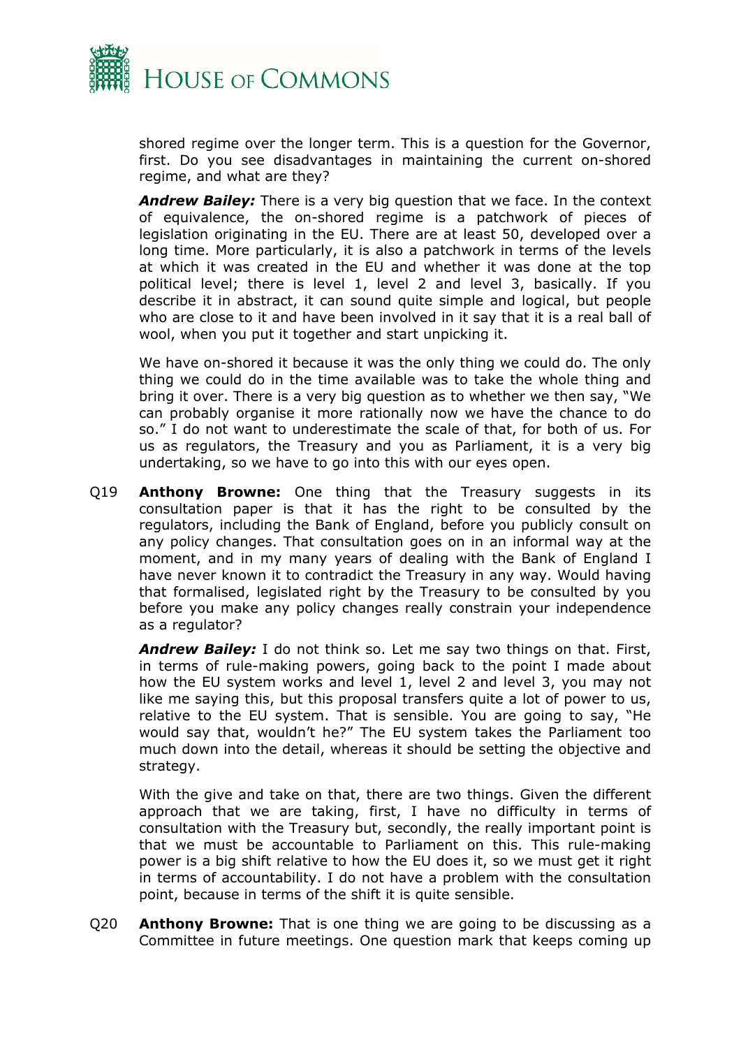shored regime over the longer term. This is a question for the Governor, first. Do you see disadvantages in maintaining the current on-shored regime, and what are they?

***Andrew Bailey:*** There is a very big question that we face. In the context of equivalence, the on-shored regime is a patchwork of pieces of legislation originating in the EU. There are at least 50, developed over a long time. More particularly, it is also a patchwork in terms of the levels at which it was created in the EU and whether it was done at the top political level; there is level 1, level 2 and level 3, basically. If you describe it in abstract, it can sound quite simple and logical, but people who are close to it and have been involved in it say that it is a real ball of wool, when you put it together and start unpicking it.

We have on-shored it because it was the only thing we could do. The only thing we could do in the time available was to take the whole thing and bring it over. There is a very big question as to whether we then say, "We can probably organise it more rationally now we have the chance to do so." I do not want to underestimate the scale of that, for both of us. For us as regulators, the Treasury and you as Parliament, it is a very big undertaking, so we have to go into this with our eyes open.

Q19 **Anthony Browne:** One thing that the Treasury suggests in its consultation paper is that it has the right to be consulted by the regulators, including the Bank of England, before you publicly consult on any policy changes. That consultation goes on in an informal way at the moment, and in my many years of dealing with the Bank of England I have never known it to contradict the Treasury in any way. Would having that formalised, legislated right by the Treasury to be consulted by you before you make any policy changes really constrain your independence as a regulator?

***Andrew Bailey:*** I do not think so. Let me say two things on that. First, in terms of rule-making powers, going back to the point I made about how the EU system works and level 1, level 2 and level 3, you may not like me saying this, but this proposal transfers quite a lot of power to us, relative to the EU system. That is sensible. You are going to say, "He would say that, wouldn't he?" The EU system takes the Parliament too much down into the detail, whereas it should be setting the objective and strategy.

With the give and take on that, there are two things. Given the different approach that we are taking, first, I have no difficulty in terms of consultation with the Treasury but, secondly, the really important point is that we must be accountable to Parliament on this. This rule-making power is a big shift relative to how the EU does it, so we must get it right in terms of accountability. I do not have a problem with the consultation point, because in terms of the shift it is quite sensible.

Q20 **Anthony Browne:** That is one thing we are going to be discussing as a Committee in future meetings. One question mark that keeps coming up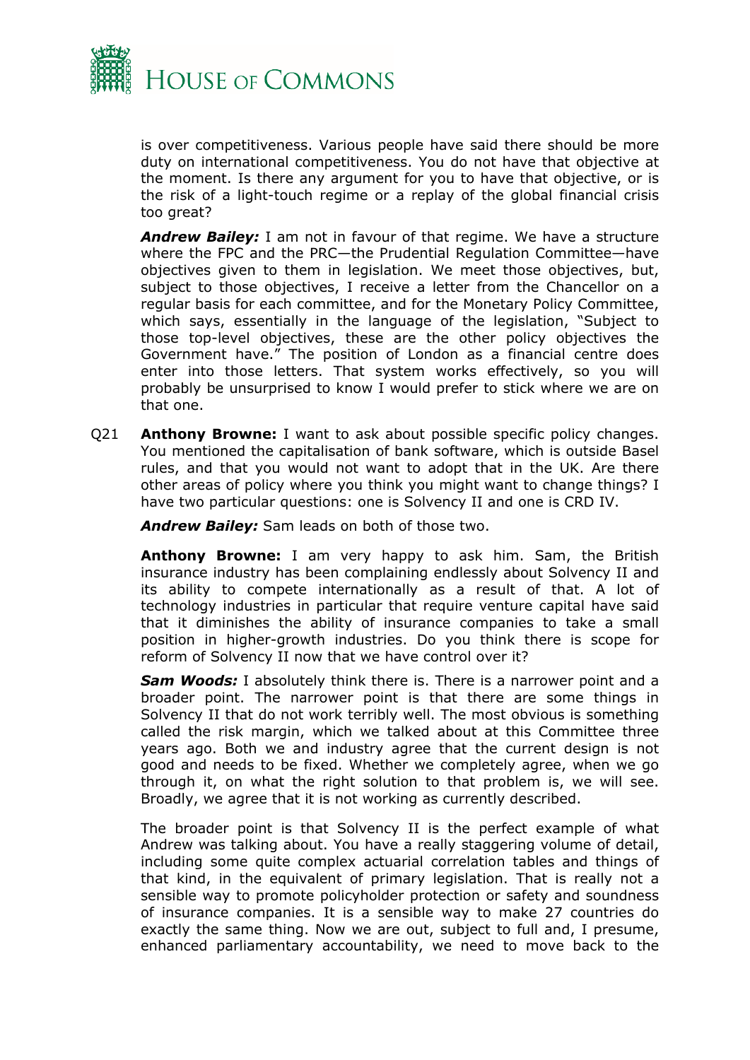is over competitiveness. Various people have said there should be more duty on international competitiveness. You do not have that objective at the moment. Is there any argument for you to have that objective, or is the risk of a light-touch regime or a replay of the global financial crisis too great?

***Andrew Bailey:*** I am not in favour of that regime. We have a structure where the FPC and the PRC—the Prudential Regulation Committee—have objectives given to them in legislation. We meet those objectives, but, subject to those objectives, I receive a letter from the Chancellor on a regular basis for each committee, and for the Monetary Policy Committee, which says, essentially in the language of the legislation, "Subject to those top-level objectives, these are the other policy objectives the Government have." The position of London as a financial centre does enter into those letters. That system works effectively, so you will probably be unsurprised to know I would prefer to stick where we are on that one.

Q21 **Anthony Browne:** I want to ask about possible specific policy changes. You mentioned the capitalisation of bank software, which is outside Basel rules, and that you would not want to adopt that in the UK. Are there other areas of policy where you think you might want to change things? I have two particular questions: one is Solvency II and one is CRD IV.

***Andrew Bailey:*** Sam leads on both of those two.

**Anthony Browne:** I am very happy to ask him. Sam, the British insurance industry has been complaining endlessly about Solvency II and its ability to compete internationally as a result of that. A lot of technology industries in particular that require venture capital have said that it diminishes the ability of insurance companies to take a small position in higher-growth industries. Do you think there is scope for reform of Solvency II now that we have control over it?

***Sam Woods:*** I absolutely think there is. There is a narrower point and a broader point. The narrower point is that there are some things in Solvency II that do not work terribly well. The most obvious is something called the risk margin, which we talked about at this Committee three years ago. Both we and industry agree that the current design is not good and needs to be fixed. Whether we completely agree, when we go through it, on what the right solution to that problem is, we will see. Broadly, we agree that it is not working as currently described.

The broader point is that Solvency II is the perfect example of what Andrew was talking about. You have a really staggering volume of detail, including some quite complex actuarial correlation tables and things of that kind, in the equivalent of primary legislation. That is really not a sensible way to promote policyholder protection or safety and soundness of insurance companies. It is a sensible way to make 27 countries do exactly the same thing. Now we are out, subject to full and, I presume, enhanced parliamentary accountability, we need to move back to the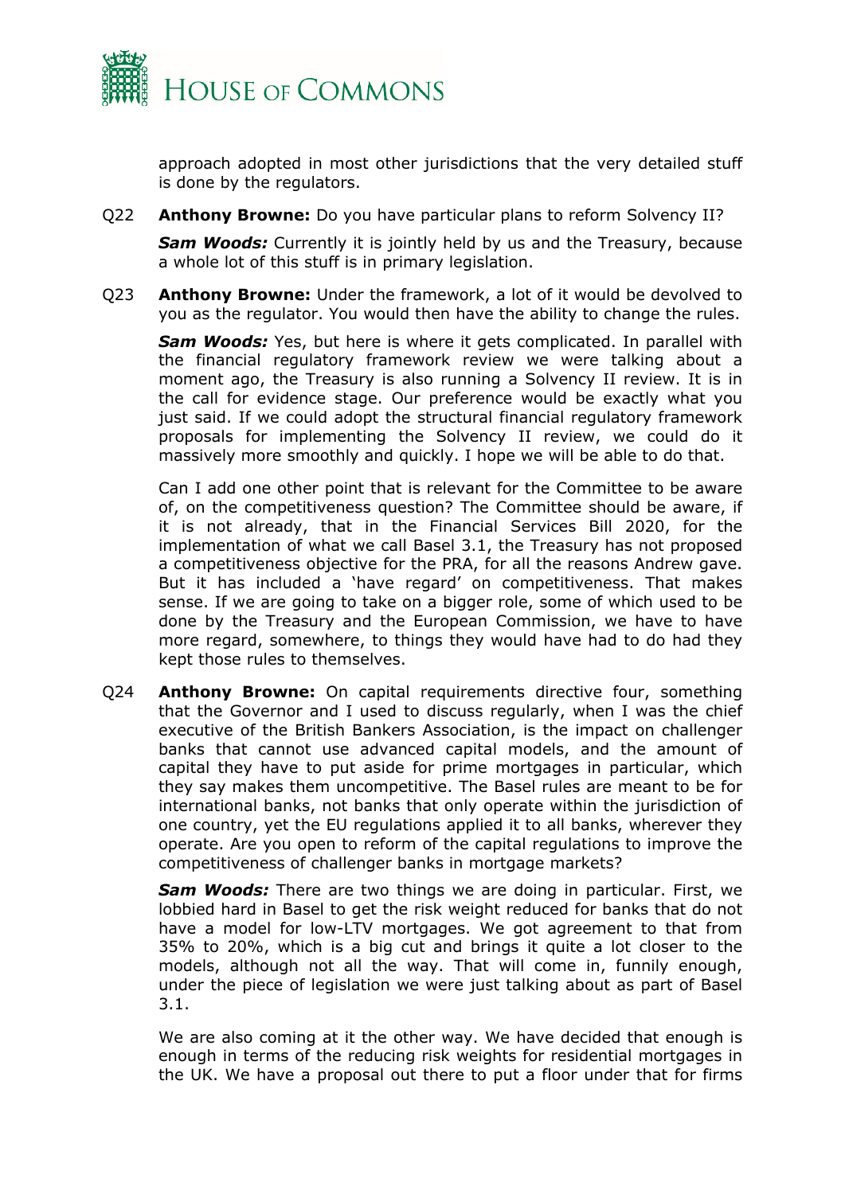approach adopted in most other jurisdictions that the very detailed stuff is done by the regulators.

Q22 **Anthony Browne:** Do you have particular plans to reform Solvency II?

***Sam Woods:*** Currently it is jointly held by us and the Treasury, because a whole lot of this stuff is in primary legislation.

Q23 **Anthony Browne:** Under the framework, a lot of it would be devolved to you as the regulator. You would then have the ability to change the rules.

***Sam Woods:*** Yes, but here is where it gets complicated. In parallel with the financial regulatory framework review we were talking about a moment ago, the Treasury is also running a Solvency II review. It is in the call for evidence stage. Our preference would be exactly what you just said. If we could adopt the structural financial regulatory framework proposals for implementing the Solvency II review, we could do it massively more smoothly and quickly. I hope we will be able to do that.

Can I add one other point that is relevant for the Committee to be aware of, on the competitiveness question? The Committee should be aware, if it is not already, that in the Financial Services Bill 2020, for the implementation of what we call Basel 3.1, the Treasury has not proposed a competitiveness objective for the PRA, for all the reasons Andrew gave. But it has included a 'have regard' on competitiveness. That makes sense. If we are going to take on a bigger role, some of which used to be done by the Treasury and the European Commission, we have to have more regard, somewhere, to things they would have had to do had they kept those rules to themselves.

Q24 **Anthony Browne:** On capital requirements directive four, something that the Governor and I used to discuss regularly, when I was the chief executive of the British Bankers Association, is the impact on challenger banks that cannot use advanced capital models, and the amount of capital they have to put aside for prime mortgages in particular, which they say makes them uncompetitive. The Basel rules are meant to be for international banks, not banks that only operate within the jurisdiction of one country, yet the EU regulations applied it to all banks, wherever they operate. Are you open to reform of the capital regulations to improve the competitiveness of challenger banks in mortgage markets?

***Sam Woods:*** There are two things we are doing in particular. First, we lobbied hard in Basel to get the risk weight reduced for banks that do not have a model for low-LTV mortgages. We got agreement to that from 35% to 20%, which is a big cut and brings it quite a lot closer to the models, although not all the way. That will come in, funnily enough, under the piece of legislation we were just talking about as part of Basel 3.1.

We are also coming at it the other way. We have decided that enough is enough in terms of the reducing risk weights for residential mortgages in the UK. We have a proposal out there to put a floor under that for firms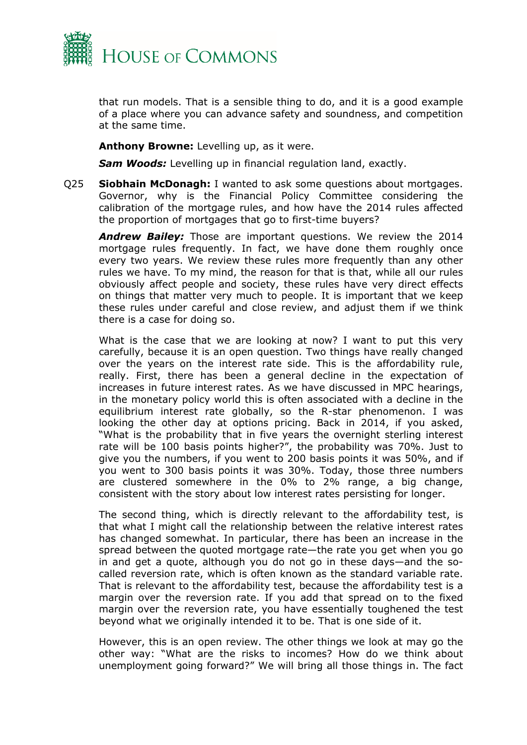that run models. That is a sensible thing to do, and it is a good example of a place where you can advance safety and soundness, and competition at the same time.

**Anthony Browne:** Levelling up, as it were.

***Sam Woods:*** Levelling up in financial regulation land, exactly.

Q25 **Siobhain McDonagh:** I wanted to ask some questions about mortgages. Governor, why is the Financial Policy Committee considering the calibration of the mortgage rules, and how have the 2014 rules affected the proportion of mortgages that go to first-time buyers?

***Andrew Bailey:*** Those are important questions. We review the 2014 mortgage rules frequently. In fact, we have done them roughly once every two years. We review these rules more frequently than any other rules we have. To my mind, the reason for that is that, while all our rules obviously affect people and society, these rules have very direct effects on things that matter very much to people. It is important that we keep these rules under careful and close review, and adjust them if we think there is a case for doing so.

What is the case that we are looking at now? I want to put this very carefully, because it is an open question. Two things have really changed over the years on the interest rate side. This is the affordability rule, really. First, there has been a general decline in the expectation of increases in future interest rates. As we have discussed in MPC hearings, in the monetary policy world this is often associated with a decline in the equilibrium interest rate globally, so the R-star phenomenon. I was looking the other day at options pricing. Back in 2014, if you asked, "What is the probability that in five years the overnight sterling interest rate will be 100 basis points higher?", the probability was 70%. Just to give you the numbers, if you went to 200 basis points it was 50%, and if you went to 300 basis points it was 30%. Today, those three numbers are clustered somewhere in the 0% to 2% range, a big change, consistent with the story about low interest rates persisting for longer.

The second thing, which is directly relevant to the affordability test, is that what I might call the relationship between the relative interest rates has changed somewhat. In particular, there has been an increase in the spread between the quoted mortgage rate—the rate you get when you go in and get a quote, although you do not go in these days—and the so-called reversion rate, which is often known as the standard variable rate. That is relevant to the affordability test, because the affordability test is a margin over the reversion rate. If you add that spread on to the fixed margin over the reversion rate, you have essentially toughened the test beyond what we originally intended it to be. That is one side of it.

However, this is an open review. The other things we look at may go the other way: "What are the risks to incomes? How do we think about unemployment going forward?" We will bring all those things in. The fact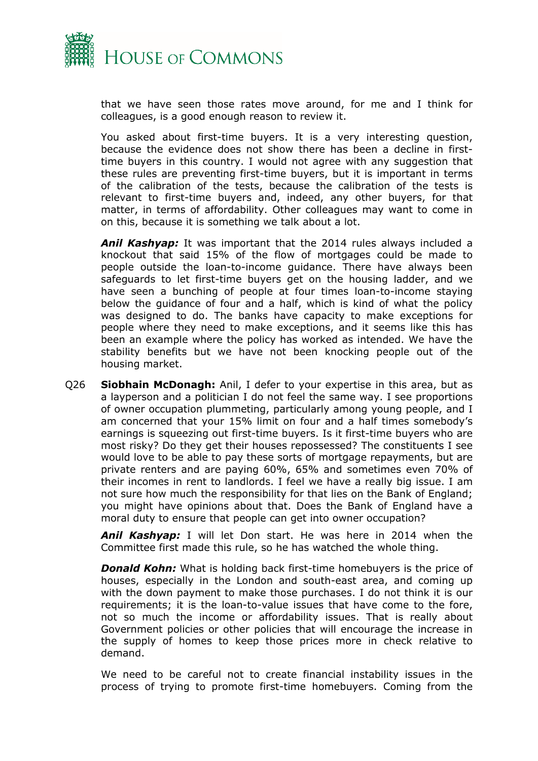that we have seen those rates move around, for me and I think for colleagues, is a good enough reason to review it.

You asked about first-time buyers. It is a very interesting question, because the evidence does not show there has been a decline in first-time buyers in this country. I would not agree with any suggestion that these rules are preventing first-time buyers, but it is important in terms of the calibration of the tests, because the calibration of the tests is relevant to first-time buyers and, indeed, any other buyers, for that matter, in terms of affordability. Other colleagues may want to come in on this, because it is something we talk about a lot.

***Anil Kashyap:*** It was important that the 2014 rules always included a knockout that said 15% of the flow of mortgages could be made to people outside the loan-to-income guidance. There have always been safeguards to let first-time buyers get on the housing ladder, and we have seen a bunching of people at four times loan-to-income staying below the guidance of four and a half, which is kind of what the policy was designed to do. The banks have capacity to make exceptions for people where they need to make exceptions, and it seems like this has been an example where the policy has worked as intended. We have the stability benefits but we have not been knocking people out of the housing market.

Q26 **Siobhain McDonagh:** Anil, I defer to your expertise in this area, but as a layperson and a politician I do not feel the same way. I see proportions of owner occupation plummeting, particularly among young people, and I am concerned that your 15% limit on four and a half times somebody's earnings is squeezing out first-time buyers. Is it first-time buyers who are most risky? Do they get their houses repossessed? The constituents I see would love to be able to pay these sorts of mortgage repayments, but are private renters and are paying 60%, 65% and sometimes even 70% of their incomes in rent to landlords. I feel we have a really big issue. I am not sure how much the responsibility for that lies on the Bank of England; you might have opinions about that. Does the Bank of England have a moral duty to ensure that people can get into owner occupation?

***Anil Kashyap:*** I will let Don start. He was here in 2014 when the Committee first made this rule, so he has watched the whole thing.

***Donald Kohn:*** What is holding back first-time homebuyers is the price of houses, especially in the London and south-east area, and coming up with the down payment to make those purchases. I do not think it is our requirements; it is the loan-to-value issues that have come to the fore, not so much the income or affordability issues. That is really about Government policies or other policies that will encourage the increase in the supply of homes to keep those prices more in check relative to demand.

We need to be careful not to create financial instability issues in the process of trying to promote first-time homebuyers. Coming from the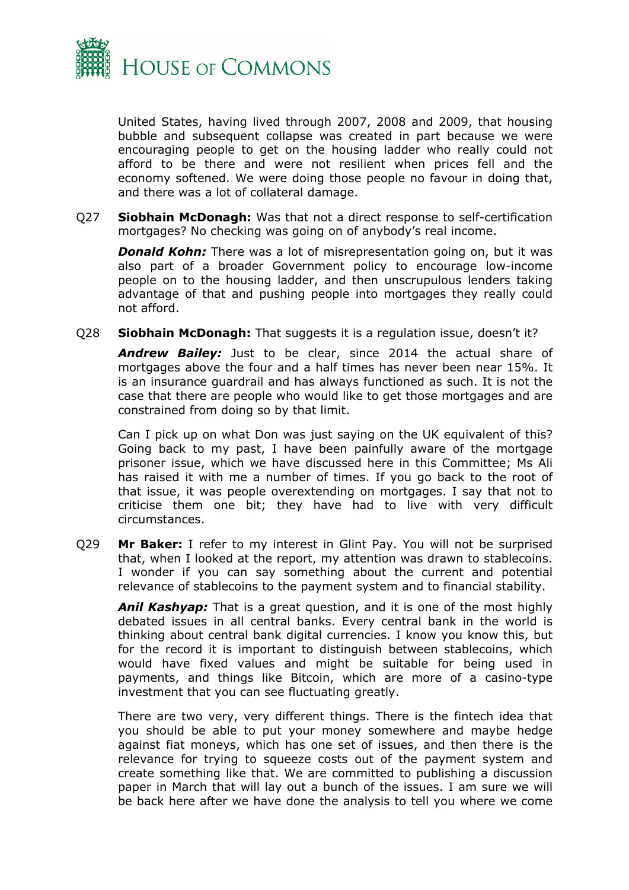United States, having lived through 2007, 2008 and 2009, that housing bubble and subsequent collapse was created in part because we were encouraging people to get on the housing ladder who really could not afford to be there and were not resilient when prices fell and the economy softened. We were doing those people no favour in doing that, and there was a lot of collateral damage.

Q27 **Siobhain McDonagh:** Was that not a direct response to self-certification mortgages? No checking was going on of anybody's real income.

***Donald Kohn:*** There was a lot of misrepresentation going on, but it was also part of a broader Government policy to encourage low-income people on to the housing ladder, and then unscrupulous lenders taking advantage of that and pushing people into mortgages they really could not afford.

Q28 **Siobhain McDonagh:** That suggests it is a regulation issue, doesn't it?

***Andrew Bailey:*** Just to be clear, since 2014 the actual share of mortgages above the four and a half times has never been near 15%. It is an insurance guardrail and has always functioned as such. It is not the case that there are people who would like to get those mortgages and are constrained from doing so by that limit.

Can I pick up on what Don was just saying on the UK equivalent of this? Going back to my past, I have been painfully aware of the mortgage prisoner issue, which we have discussed here in this Committee; Ms Ali has raised it with me a number of times. If you go back to the root of that issue, it was people overextending on mortgages. I say that not to criticise them one bit; they have had to live with very difficult circumstances.

Q29 **Mr Baker:** I refer to my interest in Glint Pay. You will not be surprised that, when I looked at the report, my attention was drawn to stablecoins. I wonder if you can say something about the current and potential relevance of stablecoins to the payment system and to financial stability.

***Anil Kashyap:*** That is a great question, and it is one of the most highly debated issues in all central banks. Every central bank in the world is thinking about central bank digital currencies. I know you know this, but for the record it is important to distinguish between stablecoins, which would have fixed values and might be suitable for being used in payments, and things like Bitcoin, which are more of a casino-type investment that you can see fluctuating greatly.

There are two very, very different things. There is the fintech idea that you should be able to put your money somewhere and maybe hedge against fiat moneys, which has one set of issues, and then there is the relevance for trying to squeeze costs out of the payment system and create something like that. We are committed to publishing a discussion paper in March that will lay out a bunch of the issues. I am sure we will be back here after we have done the analysis to tell you where we come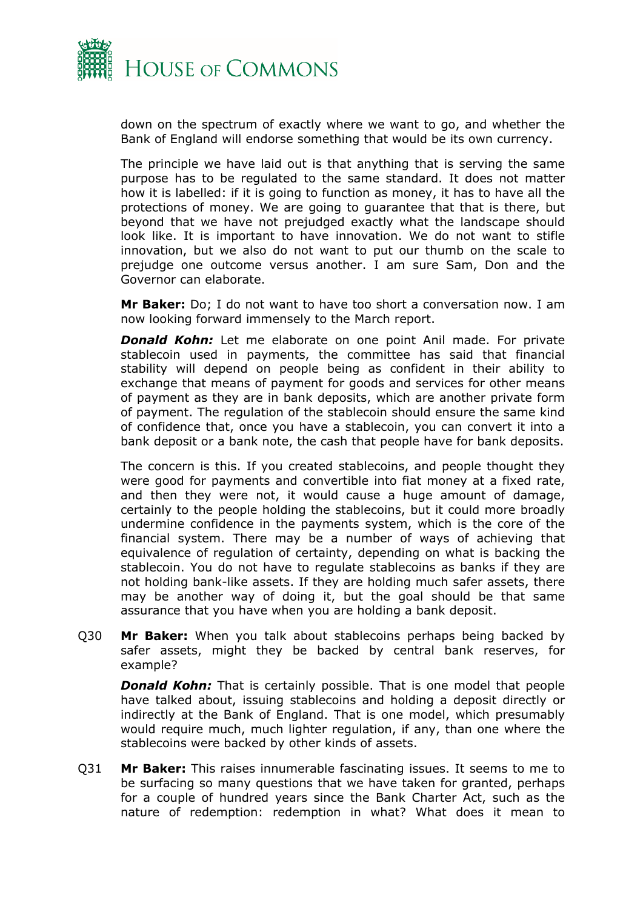down on the spectrum of exactly where we want to go, and whether the Bank of England will endorse something that would be its own currency.

The principle we have laid out is that anything that is serving the same purpose has to be regulated to the same standard. It does not matter how it is labelled: if it is going to function as money, it has to have all the protections of money. We are going to guarantee that that is there, but beyond that we have not prejudged exactly what the landscape should look like. It is important to have innovation. We do not want to stifle innovation, but we also do not want to put our thumb on the scale to prejudge one outcome versus another. I am sure Sam, Don and the Governor can elaborate.

**Mr Baker:** Do; I do not want to have too short a conversation now. I am now looking forward immensely to the March report.

***Donald Kohn:*** Let me elaborate on one point Anil made. For private stablecoin used in payments, the committee has said that financial stability will depend on people being as confident in their ability to exchange that means of payment for goods and services for other means of payment as they are in bank deposits, which are another private form of payment. The regulation of the stablecoin should ensure the same kind of confidence that, once you have a stablecoin, you can convert it into a bank deposit or a bank note, the cash that people have for bank deposits.

The concern is this. If you created stablecoins, and people thought they were good for payments and convertible into fiat money at a fixed rate, and then they were not, it would cause a huge amount of damage, certainly to the people holding the stablecoins, but it could more broadly undermine confidence in the payments system, which is the core of the financial system. There may be a number of ways of achieving that equivalence of regulation of certainty, depending on what is backing the stablecoin. You do not have to regulate stablecoins as banks if they are not holding bank-like assets. If they are holding much safer assets, there may be another way of doing it, but the goal should be that same assurance that you have when you are holding a bank deposit.

Q30 **Mr Baker:** When you talk about stablecoins perhaps being backed by safer assets, might they be backed by central bank reserves, for example?

***Donald Kohn:*** That is certainly possible. That is one model that people have talked about, issuing stablecoins and holding a deposit directly or indirectly at the Bank of England. That is one model, which presumably would require much, much lighter regulation, if any, than one where the stablecoins were backed by other kinds of assets.

Q31 **Mr Baker:** This raises innumerable fascinating issues. It seems to me to be surfacing so many questions that we have taken for granted, perhaps for a couple of hundred years since the Bank Charter Act, such as the nature of redemption: redemption in what? What does it mean to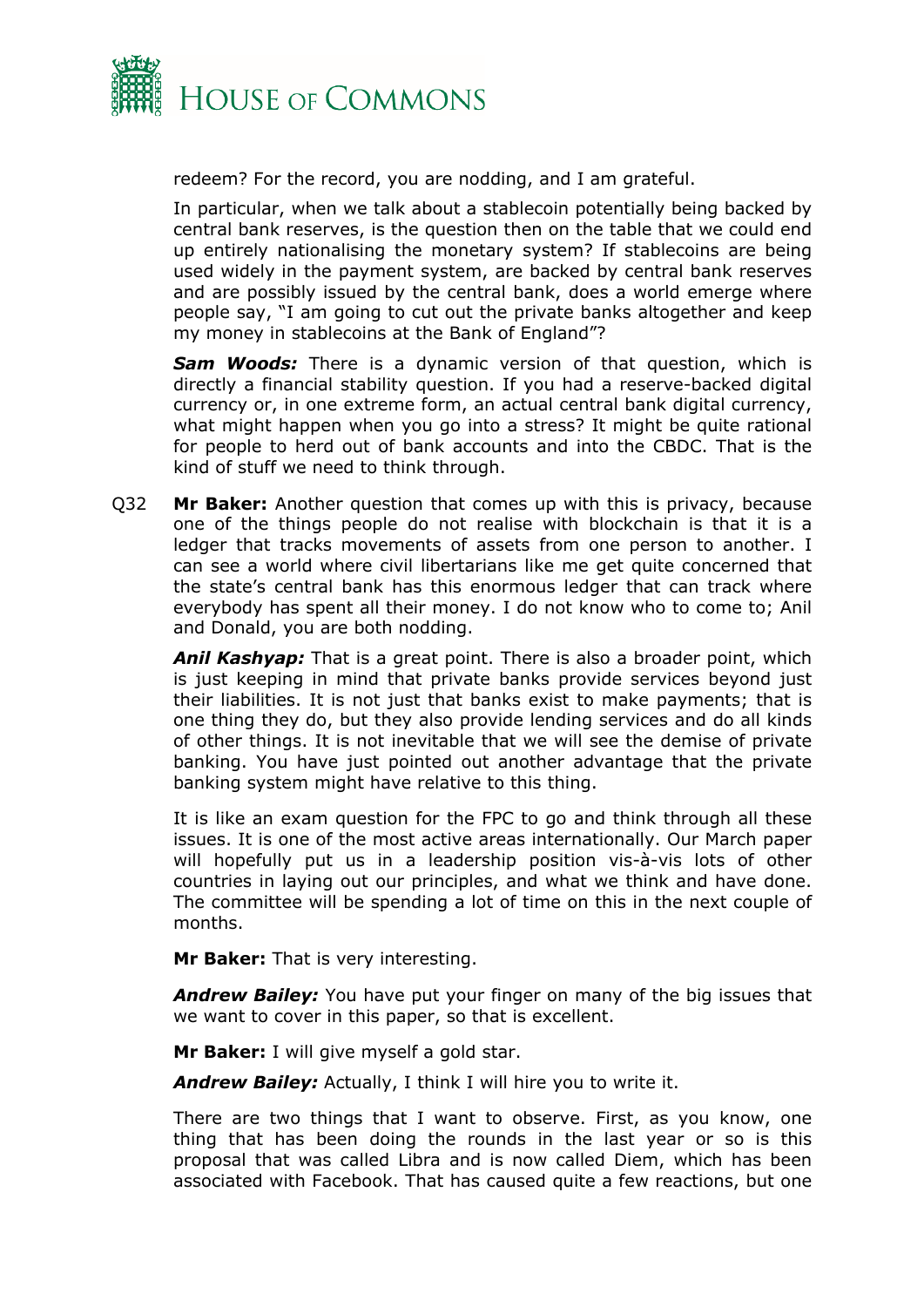redeem? For the record, you are nodding, and I am grateful.

In particular, when we talk about a stablecoin potentially being backed by central bank reserves, is the question then on the table that we could end up entirely nationalising the monetary system? If stablecoins are being used widely in the payment system, are backed by central bank reserves and are possibly issued by the central bank, does a world emerge where people say, "I am going to cut out the private banks altogether and keep my money in stablecoins at the Bank of England"?

***Sam Woods:*** There is a dynamic version of that question, which is directly a financial stability question. If you had a reserve-backed digital currency or, in one extreme form, an actual central bank digital currency, what might happen when you go into a stress? It might be quite rational for people to herd out of bank accounts and into the CBDC. That is the kind of stuff we need to think through.

Q32 **Mr Baker:** Another question that comes up with this is privacy, because one of the things people do not realise with blockchain is that it is a ledger that tracks movements of assets from one person to another. I can see a world where civil libertarians like me get quite concerned that the state's central bank has this enormous ledger that can track where everybody has spent all their money. I do not know who to come to; Anil and Donald, you are both nodding.

***Anil Kashyap:*** That is a great point. There is also a broader point, which is just keeping in mind that private banks provide services beyond just their liabilities. It is not just that banks exist to make payments; that is one thing they do, but they also provide lending services and do all kinds of other things. It is not inevitable that we will see the demise of private banking. You have just pointed out another advantage that the private banking system might have relative to this thing.

It is like an exam question for the FPC to go and think through all these issues. It is one of the most active areas internationally. Our March paper will hopefully put us in a leadership position vis-à-vis lots of other countries in laying out our principles, and what we think and have done. The committee will be spending a lot of time on this in the next couple of months.

**Mr Baker:** That is very interesting.

***Andrew Bailey:*** You have put your finger on many of the big issues that we want to cover in this paper, so that is excellent.

**Mr Baker:** I will give myself a gold star.

***Andrew Bailey:*** Actually, I think I will hire you to write it.

There are two things that I want to observe. First, as you know, one thing that has been doing the rounds in the last year or so is this proposal that was called Libra and is now called Diem, which has been associated with Facebook. That has caused quite a few reactions, but one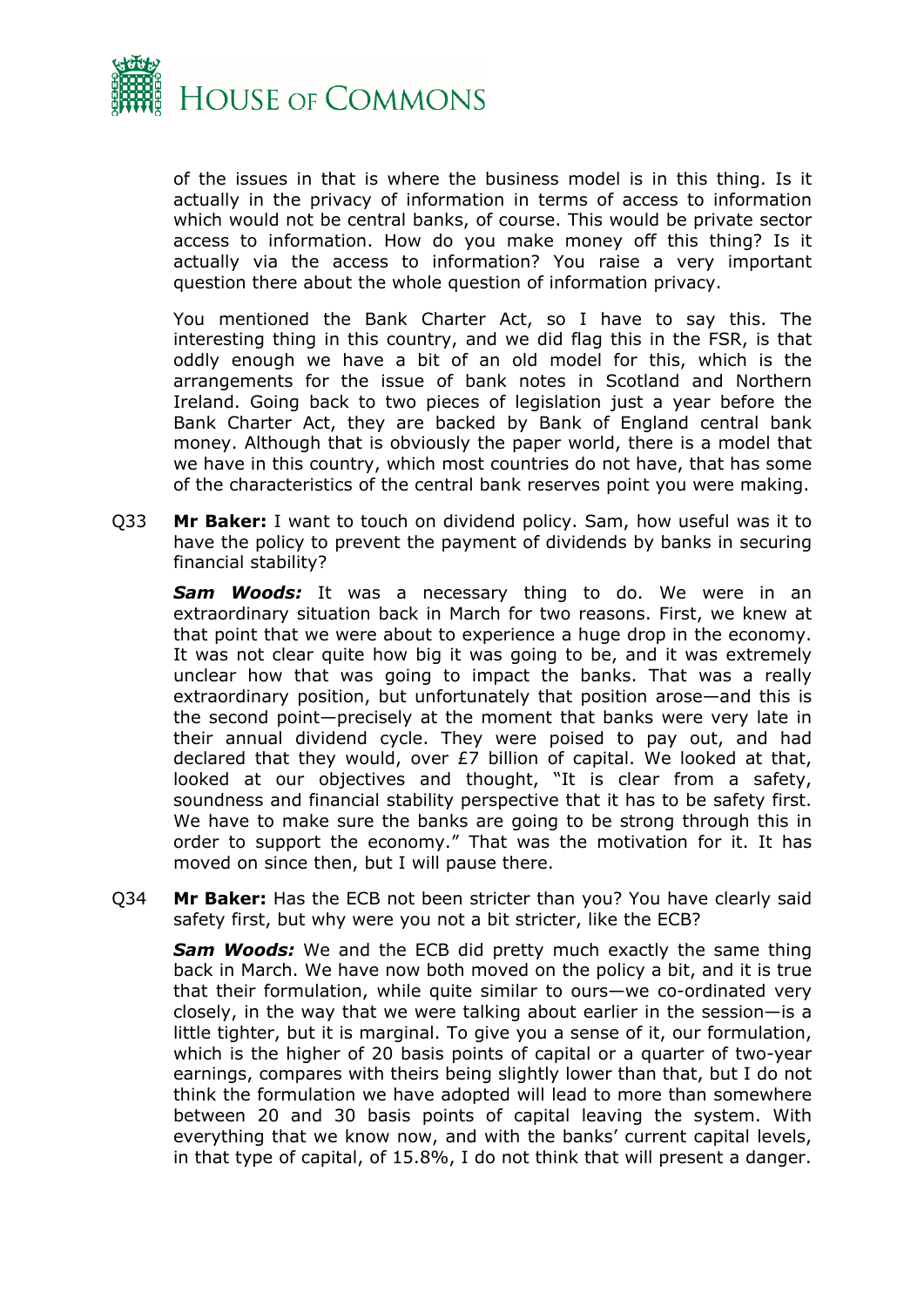of the issues in that is where the business model is in this thing. Is it actually in the privacy of information in terms of access to information which would not be central banks, of course. This would be private sector access to information. How do you make money off this thing? Is it actually via the access to information? You raise a very important question there about the whole question of information privacy.

You mentioned the Bank Charter Act, so I have to say this. The interesting thing in this country, and we did flag this in the FSR, is that oddly enough we have a bit of an old model for this, which is the arrangements for the issue of bank notes in Scotland and Northern Ireland. Going back to two pieces of legislation just a year before the Bank Charter Act, they are backed by Bank of England central bank money. Although that is obviously the paper world, there is a model that we have in this country, which most countries do not have, that has some of the characteristics of the central bank reserves point you were making.

Q33 **Mr Baker:** I want to touch on dividend policy. Sam, how useful was it to have the policy to prevent the payment of dividends by banks in securing financial stability?

***Sam Woods:*** It was a necessary thing to do. We were in an extraordinary situation back in March for two reasons. First, we knew at that point that we were about to experience a huge drop in the economy. It was not clear quite how big it was going to be, and it was extremely unclear how that was going to impact the banks. That was a really extraordinary position, but unfortunately that position arose—and this is the second point—precisely at the moment that banks were very late in their annual dividend cycle. They were poised to pay out, and had declared that they would, over £7 billion of capital. We looked at that, looked at our objectives and thought, "It is clear from a safety, soundness and financial stability perspective that it has to be safety first. We have to make sure the banks are going to be strong through this in order to support the economy." That was the motivation for it. It has moved on since then, but I will pause there.

Q34 **Mr Baker:** Has the ECB not been stricter than you? You have clearly said safety first, but why were you not a bit stricter, like the ECB?

***Sam Woods:*** We and the ECB did pretty much exactly the same thing back in March. We have now both moved on the policy a bit, and it is true that their formulation, while quite similar to ours—we co-ordinated very closely, in the way that we were talking about earlier in the session—is a little tighter, but it is marginal. To give you a sense of it, our formulation, which is the higher of 20 basis points of capital or a quarter of two-year earnings, compares with theirs being slightly lower than that, but I do not think the formulation we have adopted will lead to more than somewhere between 20 and 30 basis points of capital leaving the system. With everything that we know now, and with the banks' current capital levels, in that type of capital, of 15.8%, I do not think that will present a danger.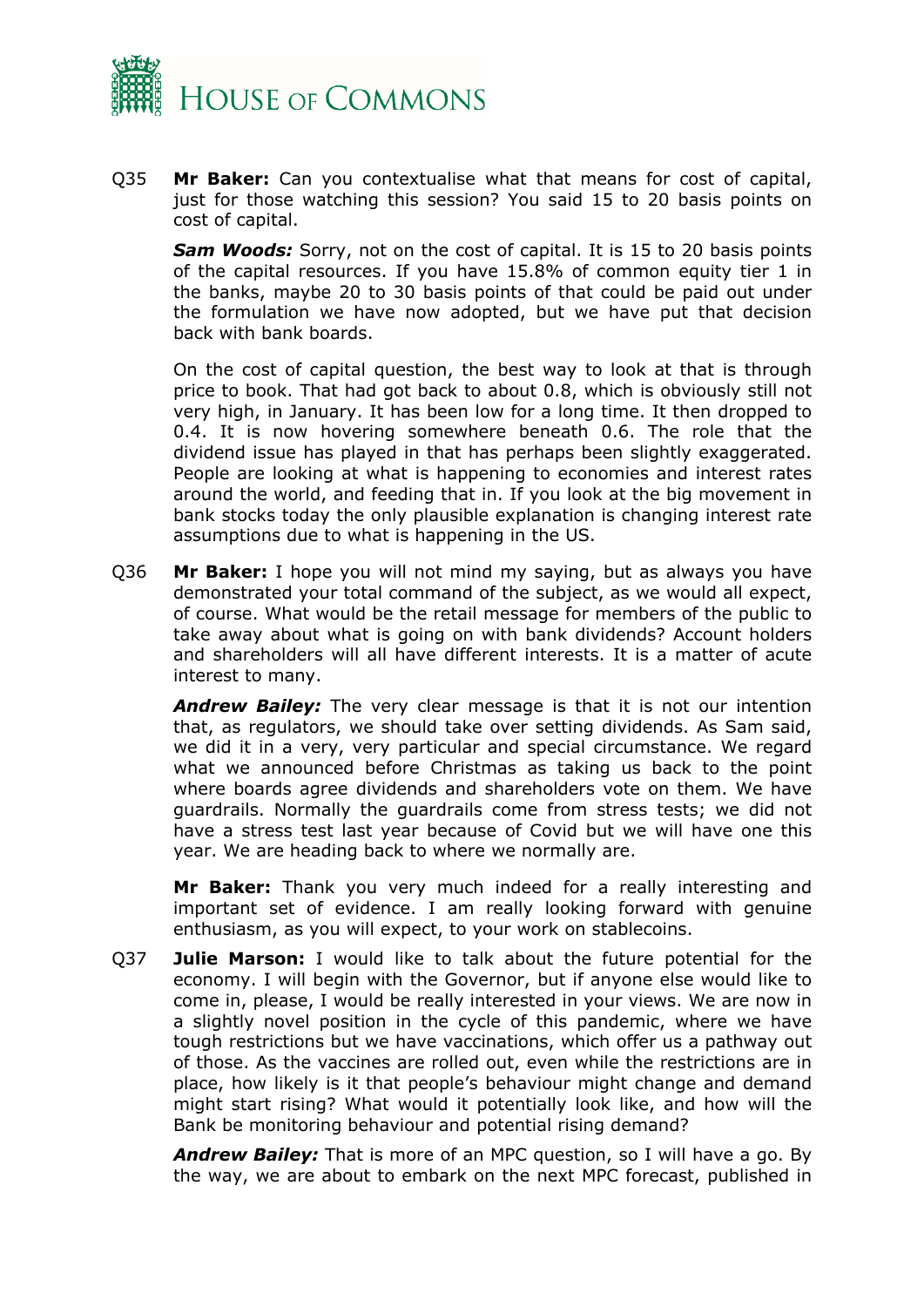Q35 **Mr Baker:** Can you contextualise what that means for cost of capital, just for those watching this session? You said 15 to 20 basis points on cost of capital.

***Sam Woods:*** Sorry, not on the cost of capital. It is 15 to 20 basis points of the capital resources. If you have 15.8% of common equity tier 1 in the banks, maybe 20 to 30 basis points of that could be paid out under the formulation we have now adopted, but we have put that decision back with bank boards.

On the cost of capital question, the best way to look at that is through price to book. That had got back to about 0.8, which is obviously still not very high, in January. It has been low for a long time. It then dropped to 0.4. It is now hovering somewhere beneath 0.6. The role that the dividend issue has played in that has perhaps been slightly exaggerated. People are looking at what is happening to economies and interest rates around the world, and feeding that in. If you look at the big movement in bank stocks today the only plausible explanation is changing interest rate assumptions due to what is happening in the US.

Q36 **Mr Baker:** I hope you will not mind my saying, but as always you have demonstrated your total command of the subject, as we would all expect, of course. What would be the retail message for members of the public to take away about what is going on with bank dividends? Account holders and shareholders will all have different interests. It is a matter of acute interest to many.

***Andrew Bailey:*** The very clear message is that it is not our intention that, as regulators, we should take over setting dividends. As Sam said, we did it in a very, very particular and special circumstance. We regard what we announced before Christmas as taking us back to the point where boards agree dividends and shareholders vote on them. We have guardrails. Normally the guardrails come from stress tests; we did not have a stress test last year because of Covid but we will have one this year. We are heading back to where we normally are.

**Mr Baker:** Thank you very much indeed for a really interesting and important set of evidence. I am really looking forward with genuine enthusiasm, as you will expect, to your work on stablecoins.

Q37 **Julie Marson:** I would like to talk about the future potential for the economy. I will begin with the Governor, but if anyone else would like to come in, please, I would be really interested in your views. We are now in a slightly novel position in the cycle of this pandemic, where we have tough restrictions but we have vaccinations, which offer us a pathway out of those. As the vaccines are rolled out, even while the restrictions are in place, how likely is it that people's behaviour might change and demand might start rising? What would it potentially look like, and how will the Bank be monitoring behaviour and potential rising demand?

***Andrew Bailey:*** That is more of an MPC question, so I will have a go. By the way, we are about to embark on the next MPC forecast, published in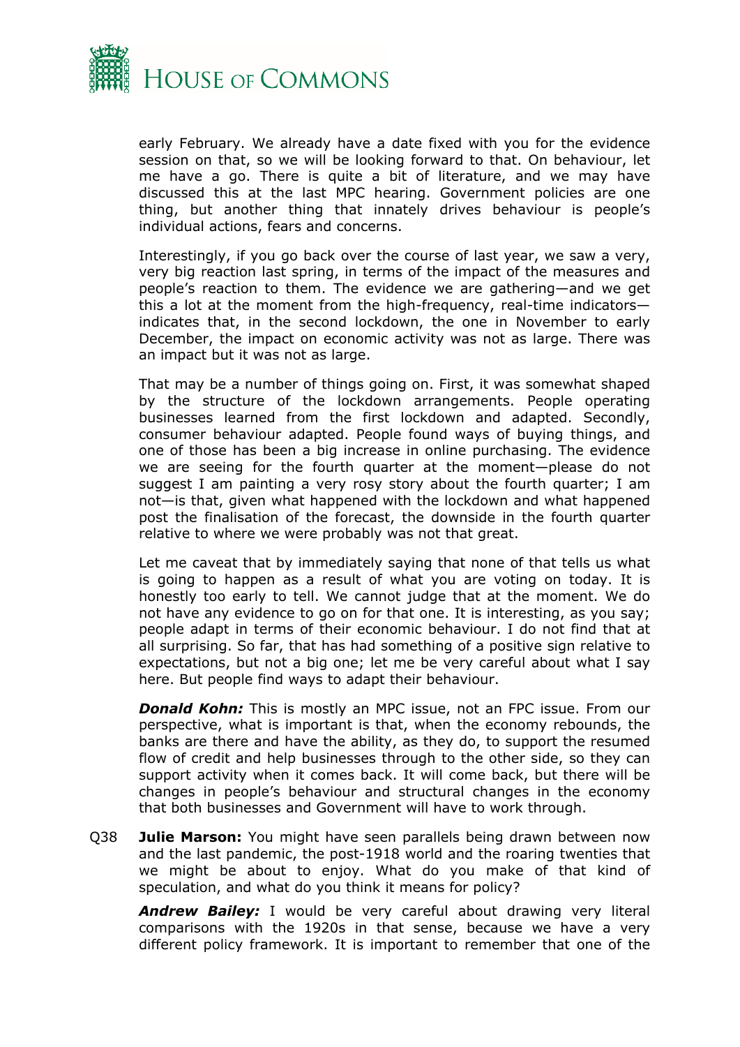early February. We already have a date fixed with you for the evidence session on that, so we will be looking forward to that. On behaviour, let me have a go. There is quite a bit of literature, and we may have discussed this at the last MPC hearing. Government policies are one thing, but another thing that innately drives behaviour is people's individual actions, fears and concerns.

Interestingly, if you go back over the course of last year, we saw a very, very big reaction last spring, in terms of the impact of the measures and people's reaction to them. The evidence we are gathering—and we get this a lot at the moment from the high-frequency, real-time indicators—indicates that, in the second lockdown, the one in November to early December, the impact on economic activity was not as large. There was an impact but it was not as large.

That may be a number of things going on. First, it was somewhat shaped by the structure of the lockdown arrangements. People operating businesses learned from the first lockdown and adapted. Secondly, consumer behaviour adapted. People found ways of buying things, and one of those has been a big increase in online purchasing. The evidence we are seeing for the fourth quarter at the moment—please do not suggest I am painting a very rosy story about the fourth quarter; I am not—is that, given what happened with the lockdown and what happened post the finalisation of the forecast, the downside in the fourth quarter relative to where we were probably was not that great.

Let me caveat that by immediately saying that none of that tells us what is going to happen as a result of what you are voting on today. It is honestly too early to tell. We cannot judge that at the moment. We do not have any evidence to go on for that one. It is interesting, as you say; people adapt in terms of their economic behaviour. I do not find that at all surprising. So far, that has had something of a positive sign relative to expectations, but not a big one; let me be very careful about what I say here. But people find ways to adapt their behaviour.

***Donald Kohn:*** This is mostly an MPC issue, not an FPC issue. From our perspective, what is important is that, when the economy rebounds, the banks are there and have the ability, as they do, to support the resumed flow of credit and help businesses through to the other side, so they can support activity when it comes back. It will come back, but there will be changes in people's behaviour and structural changes in the economy that both businesses and Government will have to work through.

Q38 **Julie Marson:** You might have seen parallels being drawn between now and the last pandemic, the post-1918 world and the roaring twenties that we might be about to enjoy. What do you make of that kind of speculation, and what do you think it means for policy?

***Andrew Bailey:*** I would be very careful about drawing very literal comparisons with the 1920s in that sense, because we have a very different policy framework. It is important to remember that one of the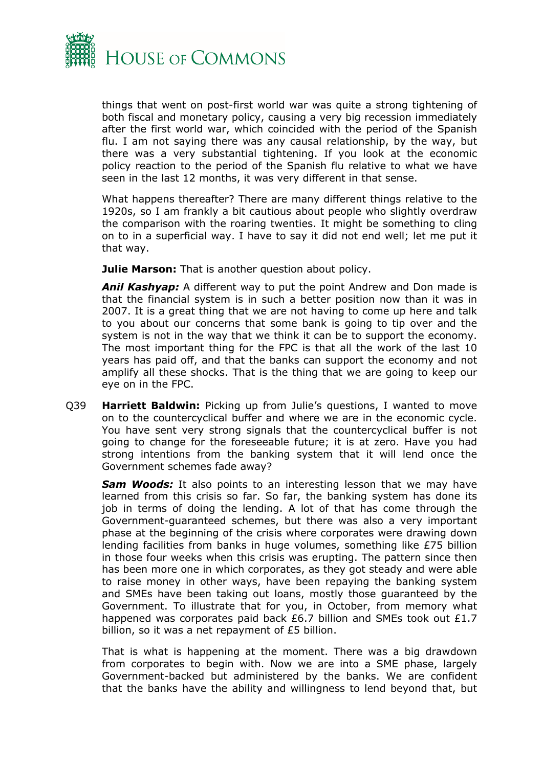things that went on post-first world war was quite a strong tightening of both fiscal and monetary policy, causing a very big recession immediately after the first world war, which coincided with the period of the Spanish flu. I am not saying there was any causal relationship, by the way, but there was a very substantial tightening. If you look at the economic policy reaction to the period of the Spanish flu relative to what we have seen in the last 12 months, it was very different in that sense.

What happens thereafter? There are many different things relative to the 1920s, so I am frankly a bit cautious about people who slightly overdraw the comparison with the roaring twenties. It might be something to cling on to in a superficial way. I have to say it did not end well; let me put it that way.

**Julie Marson:** That is another question about policy.

***Anil Kashyap:*** A different way to put the point Andrew and Don made is that the financial system is in such a better position now than it was in 2007. It is a great thing that we are not having to come up here and talk to you about our concerns that some bank is going to tip over and the system is not in the way that we think it can be to support the economy. The most important thing for the FPC is that all the work of the last 10 years has paid off, and that the banks can support the economy and not amplify all these shocks. That is the thing that we are going to keep our eye on in the FPC.

Q39 **Harriett Baldwin:** Picking up from Julie's questions, I wanted to move on to the countercyclical buffer and where we are in the economic cycle. You have sent very strong signals that the countercyclical buffer is not going to change for the foreseeable future; it is at zero. Have you had strong intentions from the banking system that it will lend once the Government schemes fade away?

***Sam Woods:*** It also points to an interesting lesson that we may have learned from this crisis so far. So far, the banking system has done its job in terms of doing the lending. A lot of that has come through the Government-guaranteed schemes, but there was also a very important phase at the beginning of the crisis where corporates were drawing down lending facilities from banks in huge volumes, something like £75 billion in those four weeks when this crisis was erupting. The pattern since then has been more one in which corporates, as they got steady and were able to raise money in other ways, have been repaying the banking system and SMEs have been taking out loans, mostly those guaranteed by the Government. To illustrate that for you, in October, from memory what happened was corporates paid back £6.7 billion and SMEs took out £1.7 billion, so it was a net repayment of £5 billion.

That is what is happening at the moment. There was a big drawdown from corporates to begin with. Now we are into a SME phase, largely Government-backed but administered by the banks. We are confident that the banks have the ability and willingness to lend beyond that, but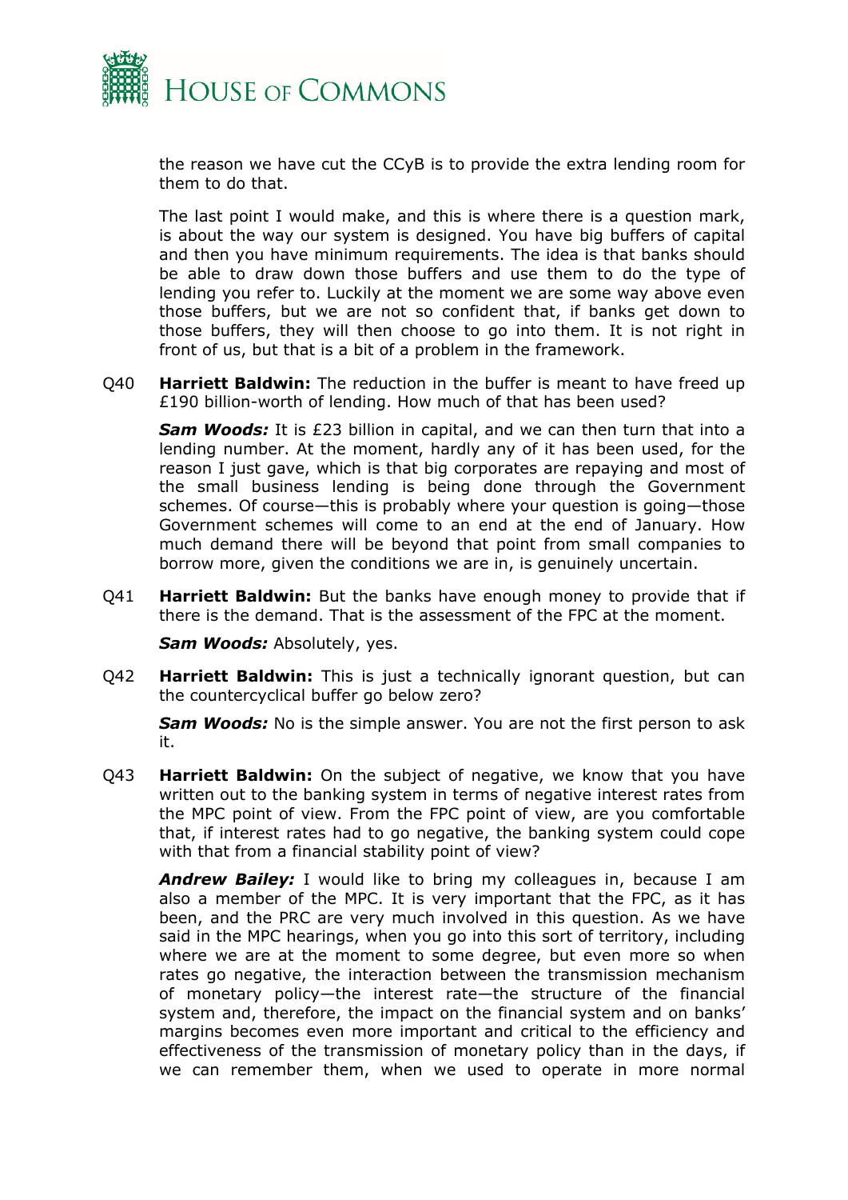the reason we have cut the CCyB is to provide the extra lending room for them to do that.

The last point I would make, and this is where there is a question mark, is about the way our system is designed. You have big buffers of capital and then you have minimum requirements. The idea is that banks should be able to draw down those buffers and use them to do the type of lending you refer to. Luckily at the moment we are some way above even those buffers, but we are not so confident that, if banks get down to those buffers, they will then choose to go into them. It is not right in front of us, but that is a bit of a problem in the framework.

Q40 **Harriett Baldwin:** The reduction in the buffer is meant to have freed up £190 billion-worth of lending. How much of that has been used?

***Sam Woods:*** It is £23 billion in capital, and we can then turn that into a lending number. At the moment, hardly any of it has been used, for the reason I just gave, which is that big corporates are repaying and most of the small business lending is being done through the Government schemes. Of course—this is probably where your question is going—those Government schemes will come to an end at the end of January. How much demand there will be beyond that point from small companies to borrow more, given the conditions we are in, is genuinely uncertain.

Q41 **Harriett Baldwin:** But the banks have enough money to provide that if there is the demand. That is the assessment of the FPC at the moment.

***Sam Woods:*** Absolutely, yes.

Q42 **Harriett Baldwin:** This is just a technically ignorant question, but can the countercyclical buffer go below zero?

***Sam Woods:*** No is the simple answer. You are not the first person to ask it.

Q43 **Harriett Baldwin:** On the subject of negative, we know that you have written out to the banking system in terms of negative interest rates from the MPC point of view. From the FPC point of view, are you comfortable that, if interest rates had to go negative, the banking system could cope with that from a financial stability point of view?

***Andrew Bailey:*** I would like to bring my colleagues in, because I am also a member of the MPC. It is very important that the FPC, as it has been, and the PRC are very much involved in this question. As we have said in the MPC hearings, when you go into this sort of territory, including where we are at the moment to some degree, but even more so when rates go negative, the interaction between the transmission mechanism of monetary policy—the interest rate—the structure of the financial system and, therefore, the impact on the financial system and on banks' margins becomes even more important and critical to the efficiency and effectiveness of the transmission of monetary policy than in the days, if we can remember them, when we used to operate in more normal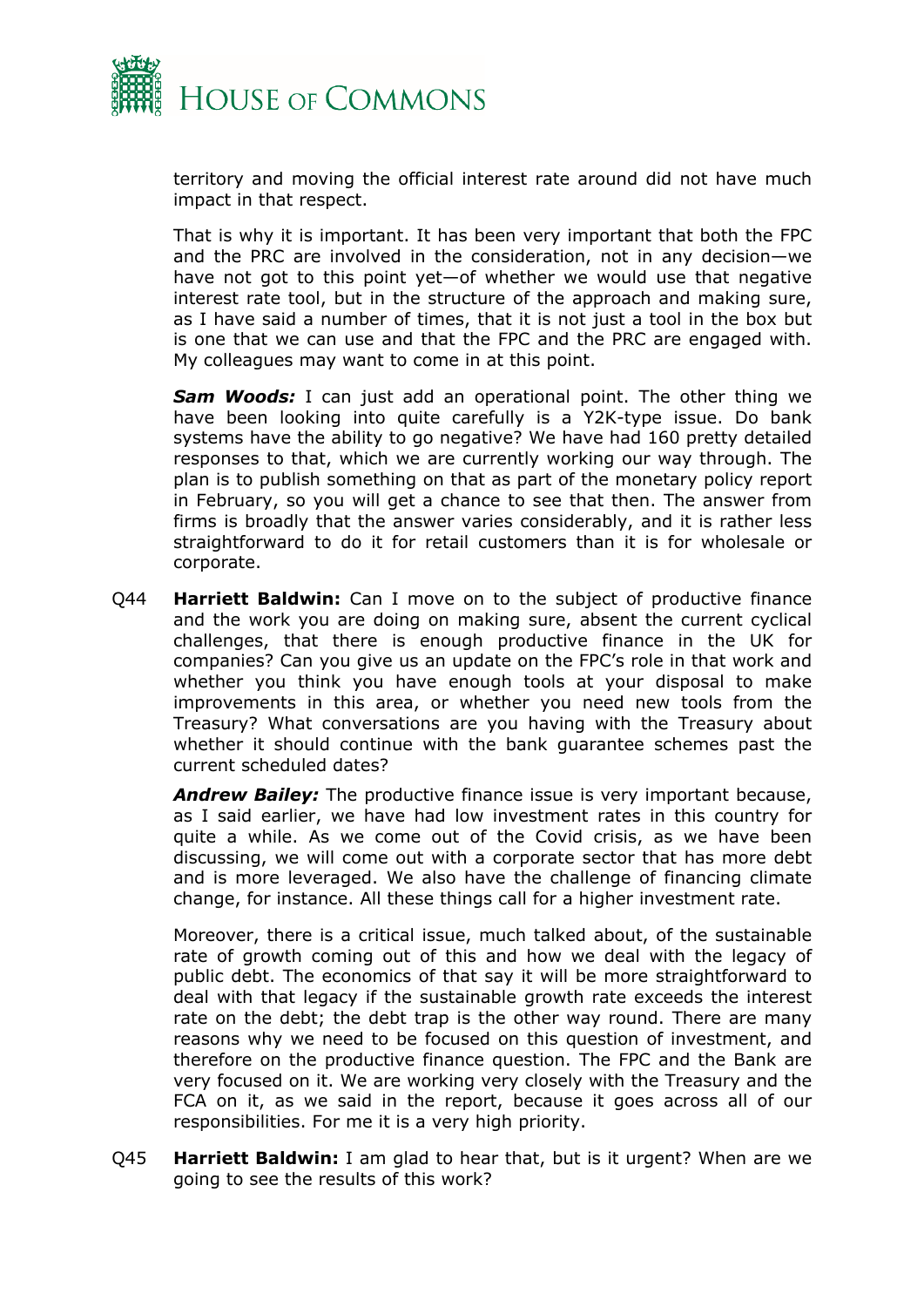territory and moving the official interest rate around did not have much impact in that respect.

That is why it is important. It has been very important that both the FPC and the PRC are involved in the consideration, not in any decision—we have not got to this point yet—of whether we would use that negative interest rate tool, but in the structure of the approach and making sure, as I have said a number of times, that it is not just a tool in the box but is one that we can use and that the FPC and the PRC are engaged with. My colleagues may want to come in at this point.

***Sam Woods:*** I can just add an operational point. The other thing we have been looking into quite carefully is a Y2K-type issue. Do bank systems have the ability to go negative? We have had 160 pretty detailed responses to that, which we are currently working our way through. The plan is to publish something on that as part of the monetary policy report in February, so you will get a chance to see that then. The answer from firms is broadly that the answer varies considerably, and it is rather less straightforward to do it for retail customers than it is for wholesale or corporate.

Q44 **Harriett Baldwin:** Can I move on to the subject of productive finance and the work you are doing on making sure, absent the current cyclical challenges, that there is enough productive finance in the UK for companies? Can you give us an update on the FPC's role in that work and whether you think you have enough tools at your disposal to make improvements in this area, or whether you need new tools from the Treasury? What conversations are you having with the Treasury about whether it should continue with the bank guarantee schemes past the current scheduled dates?

***Andrew Bailey:*** The productive finance issue is very important because, as I said earlier, we have had low investment rates in this country for quite a while. As we come out of the Covid crisis, as we have been discussing, we will come out with a corporate sector that has more debt and is more leveraged. We also have the challenge of financing climate change, for instance. All these things call for a higher investment rate.

Moreover, there is a critical issue, much talked about, of the sustainable rate of growth coming out of this and how we deal with the legacy of public debt. The economics of that say it will be more straightforward to deal with that legacy if the sustainable growth rate exceeds the interest rate on the debt; the debt trap is the other way round. There are many reasons why we need to be focused on this question of investment, and therefore on the productive finance question. The FPC and the Bank are very focused on it. We are working very closely with the Treasury and the FCA on it, as we said in the report, because it goes across all of our responsibilities. For me it is a very high priority.

Q45 **Harriett Baldwin:** I am glad to hear that, but is it urgent? When are we going to see the results of this work?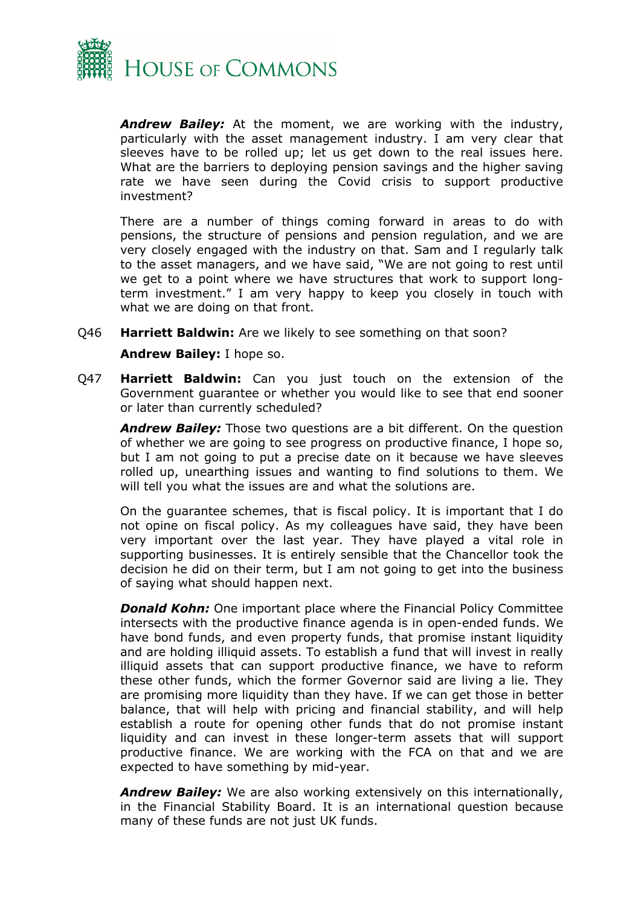***Andrew Bailey:*** At the moment, we are working with the industry, particularly with the asset management industry. I am very clear that sleeves have to be rolled up; let us get down to the real issues here. What are the barriers to deploying pension savings and the higher saving rate we have seen during the Covid crisis to support productive investment?

There are a number of things coming forward in areas to do with pensions, the structure of pensions and pension regulation, and we are very closely engaged with the industry on that. Sam and I regularly talk to the asset managers, and we have said, "We are not going to rest until we get to a point where we have structures that work to support long-term investment." I am very happy to keep you closely in touch with what we are doing on that front.

Q46 **Harriett Baldwin:** Are we likely to see something on that soon?

**Andrew Bailey:** I hope so.

Q47 **Harriett Baldwin:** Can you just touch on the extension of the Government guarantee or whether you would like to see that end sooner or later than currently scheduled?

***Andrew Bailey:*** Those two questions are a bit different. On the question of whether we are going to see progress on productive finance, I hope so, but I am not going to put a precise date on it because we have sleeves rolled up, unearthing issues and wanting to find solutions to them. We will tell you what the issues are and what the solutions are.

On the guarantee schemes, that is fiscal policy. It is important that I do not opine on fiscal policy. As my colleagues have said, they have been very important over the last year. They have played a vital role in supporting businesses. It is entirely sensible that the Chancellor took the decision he did on their term, but I am not going to get into the business of saying what should happen next.

***Donald Kohn:*** One important place where the Financial Policy Committee intersects with the productive finance agenda is in open-ended funds. We have bond funds, and even property funds, that promise instant liquidity and are holding illiquid assets. To establish a fund that will invest in really illiquid assets that can support productive finance, we have to reform these other funds, which the former Governor said are living a lie. They are promising more liquidity than they have. If we can get those in better balance, that will help with pricing and financial stability, and will help establish a route for opening other funds that do not promise instant liquidity and can invest in these longer-term assets that will support productive finance. We are working with the FCA on that and we are expected to have something by mid-year.

***Andrew Bailey:*** We are also working extensively on this internationally, in the Financial Stability Board. It is an international question because many of these funds are not just UK funds.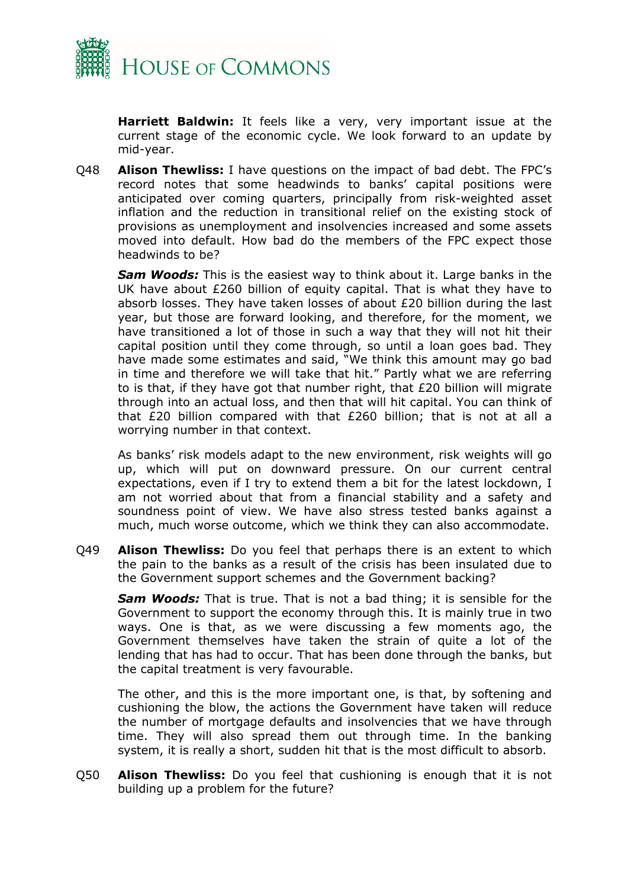**Harriett Baldwin:** It feels like a very, very important issue at the current stage of the economic cycle. We look forward to an update by mid-year.

Q48 **Alison Thewliss:** I have questions on the impact of bad debt. The FPC's record notes that some headwinds to banks' capital positions were anticipated over coming quarters, principally from risk-weighted asset inflation and the reduction in transitional relief on the existing stock of provisions as unemployment and insolvencies increased and some assets moved into default. How bad do the members of the FPC expect those headwinds to be?

***Sam Woods:*** This is the easiest way to think about it. Large banks in the UK have about £260 billion of equity capital. That is what they have to absorb losses. They have taken losses of about £20 billion during the last year, but those are forward looking, and therefore, for the moment, we have transitioned a lot of those in such a way that they will not hit their capital position until they come through, so until a loan goes bad. They have made some estimates and said, "We think this amount may go bad in time and therefore we will take that hit." Partly what we are referring to is that, if they have got that number right, that £20 billion will migrate through into an actual loss, and then that will hit capital. You can think of that £20 billion compared with that £260 billion; that is not at all a worrying number in that context.

As banks' risk models adapt to the new environment, risk weights will go up, which will put on downward pressure. On our current central expectations, even if I try to extend them a bit for the latest lockdown, I am not worried about that from a financial stability and a safety and soundness point of view. We have also stress tested banks against a much, much worse outcome, which we think they can also accommodate.

Q49 **Alison Thewliss:** Do you feel that perhaps there is an extent to which the pain to the banks as a result of the crisis has been insulated due to the Government support schemes and the Government backing?

***Sam Woods:*** That is true. That is not a bad thing; it is sensible for the Government to support the economy through this. It is mainly true in two ways. One is that, as we were discussing a few moments ago, the Government themselves have taken the strain of quite a lot of the lending that has had to occur. That has been done through the banks, but the capital treatment is very favourable.

The other, and this is the more important one, is that, by softening and cushioning the blow, the actions the Government have taken will reduce the number of mortgage defaults and insolvencies that we have through time. They will also spread them out through time. In the banking system, it is really a short, sudden hit that is the most difficult to absorb.

Q50 **Alison Thewliss:** Do you feel that cushioning is enough that it is not building up a problem for the future?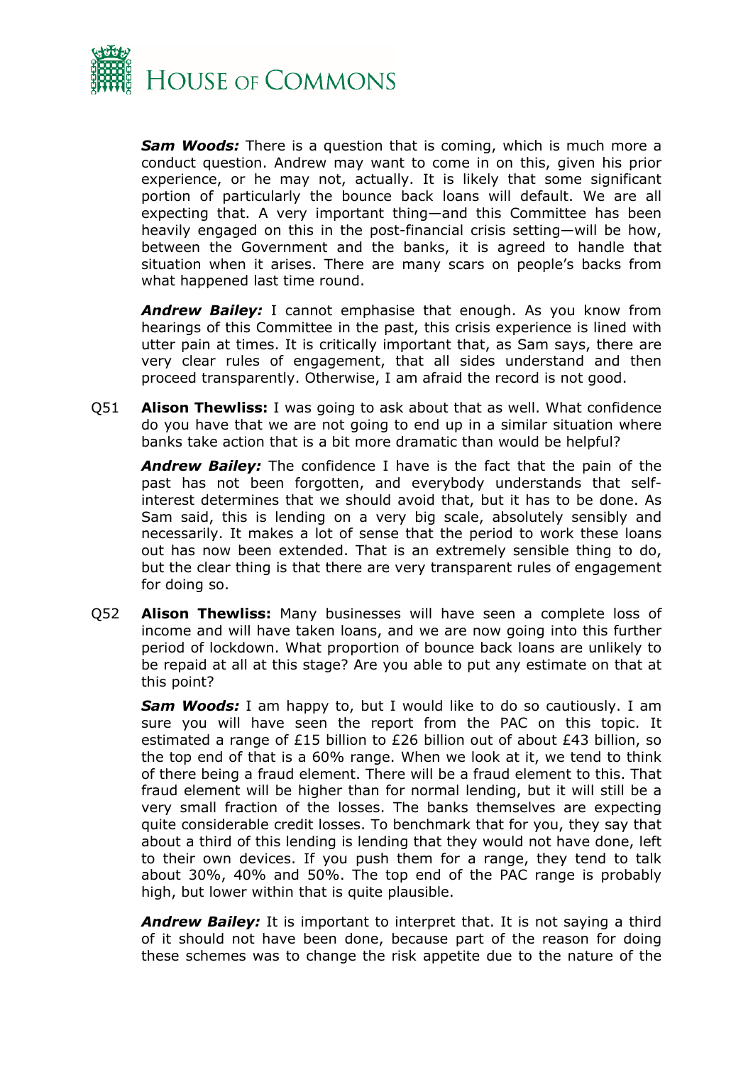***Sam Woods:*** There is a question that is coming, which is much more a conduct question. Andrew may want to come in on this, given his prior experience, or he may not, actually. It is likely that some significant portion of particularly the bounce back loans will default. We are all expecting that. A very important thing—and this Committee has been heavily engaged on this in the post-financial crisis setting—will be how, between the Government and the banks, it is agreed to handle that situation when it arises. There are many scars on people's backs from what happened last time round.

***Andrew Bailey:*** I cannot emphasise that enough. As you know from hearings of this Committee in the past, this crisis experience is lined with utter pain at times. It is critically important that, as Sam says, there are very clear rules of engagement, that all sides understand and then proceed transparently. Otherwise, I am afraid the record is not good.

Q51 **Alison Thewliss:** I was going to ask about that as well. What confidence do you have that we are not going to end up in a similar situation where banks take action that is a bit more dramatic than would be helpful?

***Andrew Bailey:*** The confidence I have is the fact that the pain of the past has not been forgotten, and everybody understands that self-interest determines that we should avoid that, but it has to be done. As Sam said, this is lending on a very big scale, absolutely sensibly and necessarily. It makes a lot of sense that the period to work these loans out has now been extended. That is an extremely sensible thing to do, but the clear thing is that there are very transparent rules of engagement for doing so.

Q52 **Alison Thewliss:** Many businesses will have seen a complete loss of income and will have taken loans, and we are now going into this further period of lockdown. What proportion of bounce back loans are unlikely to be repaid at all at this stage? Are you able to put any estimate on that at this point?

***Sam Woods:*** I am happy to, but I would like to do so cautiously. I am sure you will have seen the report from the PAC on this topic. It estimated a range of £15 billion to £26 billion out of about £43 billion, so the top end of that is a 60% range. When we look at it, we tend to think of there being a fraud element. There will be a fraud element to this. That fraud element will be higher than for normal lending, but it will still be a very small fraction of the losses. The banks themselves are expecting quite considerable credit losses. To benchmark that for you, they say that about a third of this lending is lending that they would not have done, left to their own devices. If you push them for a range, they tend to talk about 30%, 40% and 50%. The top end of the PAC range is probably high, but lower within that is quite plausible.

***Andrew Bailey:*** It is important to interpret that. It is not saying a third of it should not have been done, because part of the reason for doing these schemes was to change the risk appetite due to the nature of the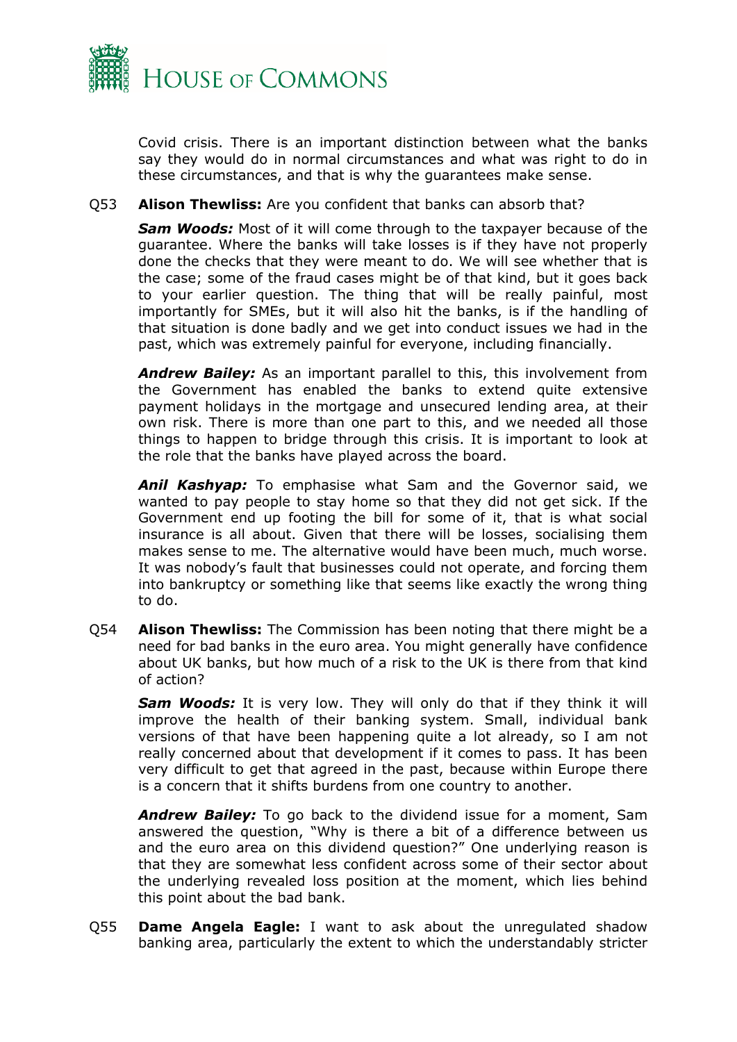Covid crisis. There is an important distinction between what the banks say they would do in normal circumstances and what was right to do in these circumstances, and that is why the guarantees make sense.

Q53 **Alison Thewliss:** Are you confident that banks can absorb that?

***Sam Woods:*** Most of it will come through to the taxpayer because of the guarantee. Where the banks will take losses is if they have not properly done the checks that they were meant to do. We will see whether that is the case; some of the fraud cases might be of that kind, but it goes back to your earlier question. The thing that will be really painful, most importantly for SMEs, but it will also hit the banks, is if the handling of that situation is done badly and we get into conduct issues we had in the past, which was extremely painful for everyone, including financially.

***Andrew Bailey:*** As an important parallel to this, this involvement from the Government has enabled the banks to extend quite extensive payment holidays in the mortgage and unsecured lending area, at their own risk. There is more than one part to this, and we needed all those things to happen to bridge through this crisis. It is important to look at the role that the banks have played across the board.

***Anil Kashyap:*** To emphasise what Sam and the Governor said, we wanted to pay people to stay home so that they did not get sick. If the Government end up footing the bill for some of it, that is what social insurance is all about. Given that there will be losses, socialising them makes sense to me. The alternative would have been much, much worse. It was nobody's fault that businesses could not operate, and forcing them into bankruptcy or something like that seems like exactly the wrong thing to do.

Q54 **Alison Thewliss:** The Commission has been noting that there might be a need for bad banks in the euro area. You might generally have confidence about UK banks, but how much of a risk to the UK is there from that kind of action?

***Sam Woods:*** It is very low. They will only do that if they think it will improve the health of their banking system. Small, individual bank versions of that have been happening quite a lot already, so I am not really concerned about that development if it comes to pass. It has been very difficult to get that agreed in the past, because within Europe there is a concern that it shifts burdens from one country to another.

***Andrew Bailey:*** To go back to the dividend issue for a moment, Sam answered the question, "Why is there a bit of a difference between us and the euro area on this dividend question?" One underlying reason is that they are somewhat less confident across some of their sector about the underlying revealed loss position at the moment, which lies behind this point about the bad bank.

Q55 **Dame Angela Eagle:** I want to ask about the unregulated shadow banking area, particularly the extent to which the understandably stricter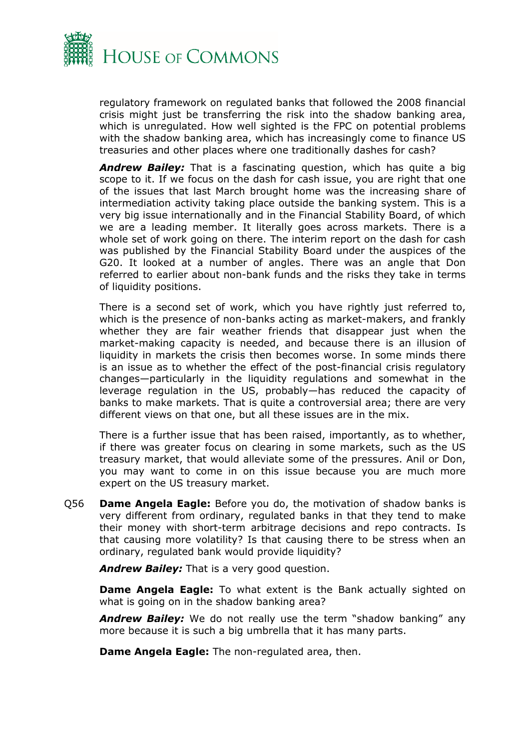regulatory framework on regulated banks that followed the 2008 financial crisis might just be transferring the risk into the shadow banking area, which is unregulated. How well sighted is the FPC on potential problems with the shadow banking area, which has increasingly come to finance US treasuries and other places where one traditionally dashes for cash?

***Andrew Bailey:*** That is a fascinating question, which has quite a big scope to it. If we focus on the dash for cash issue, you are right that one of the issues that last March brought home was the increasing share of intermediation activity taking place outside the banking system. This is a very big issue internationally and in the Financial Stability Board, of which we are a leading member. It literally goes across markets. There is a whole set of work going on there. The interim report on the dash for cash was published by the Financial Stability Board under the auspices of the G20. It looked at a number of angles. There was an angle that Don referred to earlier about non-bank funds and the risks they take in terms of liquidity positions.

There is a second set of work, which you have rightly just referred to, which is the presence of non-banks acting as market-makers, and frankly whether they are fair weather friends that disappear just when the market-making capacity is needed, and because there is an illusion of liquidity in markets the crisis then becomes worse. In some minds there is an issue as to whether the effect of the post-financial crisis regulatory changes—particularly in the liquidity regulations and somewhat in the leverage regulation in the US, probably—has reduced the capacity of banks to make markets. That is quite a controversial area; there are very different views on that one, but all these issues are in the mix.

There is a further issue that has been raised, importantly, as to whether, if there was greater focus on clearing in some markets, such as the US treasury market, that would alleviate some of the pressures. Anil or Don, you may want to come in on this issue because you are much more expert on the US treasury market.

Q56 **Dame Angela Eagle:** Before you do, the motivation of shadow banks is very different from ordinary, regulated banks in that they tend to make their money with short-term arbitrage decisions and repo contracts. Is that causing more volatility? Is that causing there to be stress when an ordinary, regulated bank would provide liquidity?

***Andrew Bailey:*** That is a very good question.

**Dame Angela Eagle:** To what extent is the Bank actually sighted on what is going on in the shadow banking area?

***Andrew Bailey:*** We do not really use the term "shadow banking" any more because it is such a big umbrella that it has many parts.

**Dame Angela Eagle:** The non-regulated area, then.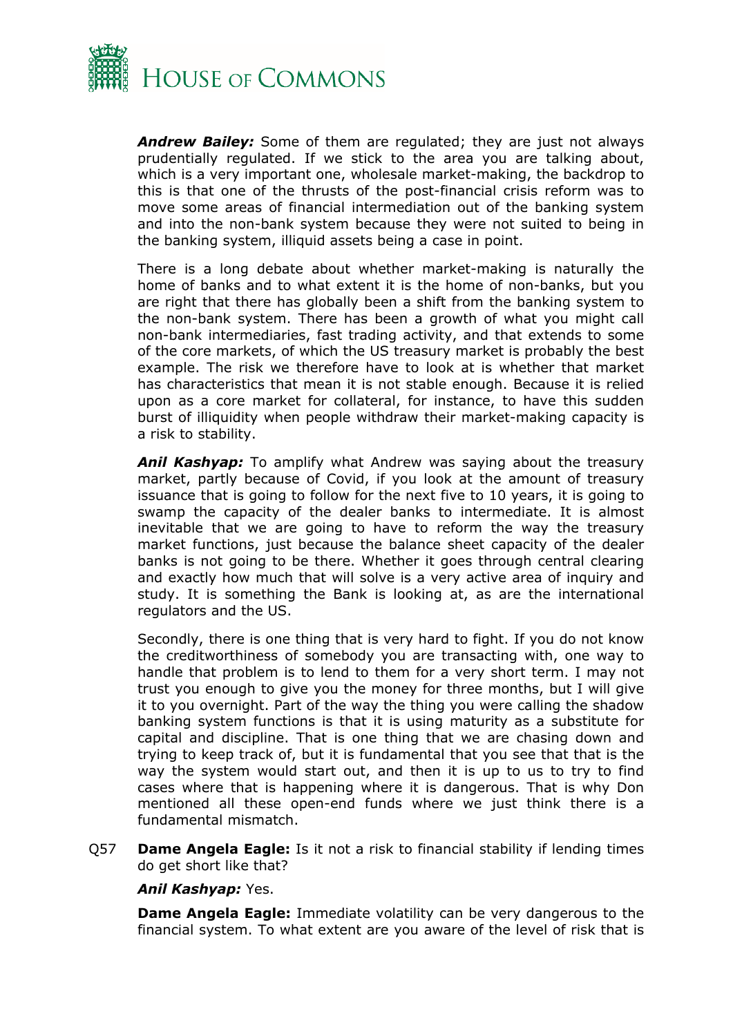***Andrew Bailey:*** Some of them are regulated; they are just not always prudentially regulated. If we stick to the area you are talking about, which is a very important one, wholesale market-making, the backdrop to this is that one of the thrusts of the post-financial crisis reform was to move some areas of financial intermediation out of the banking system and into the non-bank system because they were not suited to being in the banking system, illiquid assets being a case in point.

There is a long debate about whether market-making is naturally the home of banks and to what extent it is the home of non-banks, but you are right that there has globally been a shift from the banking system to the non-bank system. There has been a growth of what you might call non-bank intermediaries, fast trading activity, and that extends to some of the core markets, of which the US treasury market is probably the best example. The risk we therefore have to look at is whether that market has characteristics that mean it is not stable enough. Because it is relied upon as a core market for collateral, for instance, to have this sudden burst of illiquidity when people withdraw their market-making capacity is a risk to stability.

***Anil Kashyap:*** To amplify what Andrew was saying about the treasury market, partly because of Covid, if you look at the amount of treasury issuance that is going to follow for the next five to 10 years, it is going to swamp the capacity of the dealer banks to intermediate. It is almost inevitable that we are going to have to reform the way the treasury market functions, just because the balance sheet capacity of the dealer banks is not going to be there. Whether it goes through central clearing and exactly how much that will solve is a very active area of inquiry and study. It is something the Bank is looking at, as are the international regulators and the US.

Secondly, there is one thing that is very hard to fight. If you do not know the creditworthiness of somebody you are transacting with, one way to handle that problem is to lend to them for a very short term. I may not trust you enough to give you the money for three months, but I will give it to you overnight. Part of the way the thing you were calling the shadow banking system functions is that it is using maturity as a substitute for capital and discipline. That is one thing that we are chasing down and trying to keep track of, but it is fundamental that you see that that is the way the system would start out, and then it is up to us to try to find cases where that is happening where it is dangerous. That is why Don mentioned all these open-end funds where we just think there is a fundamental mismatch.

Q57 **Dame Angela Eagle:** Is it not a risk to financial stability if lending times do get short like that?

***Anil Kashyap:*** Yes.

**Dame Angela Eagle:** Immediate volatility can be very dangerous to the financial system. To what extent are you aware of the level of risk that is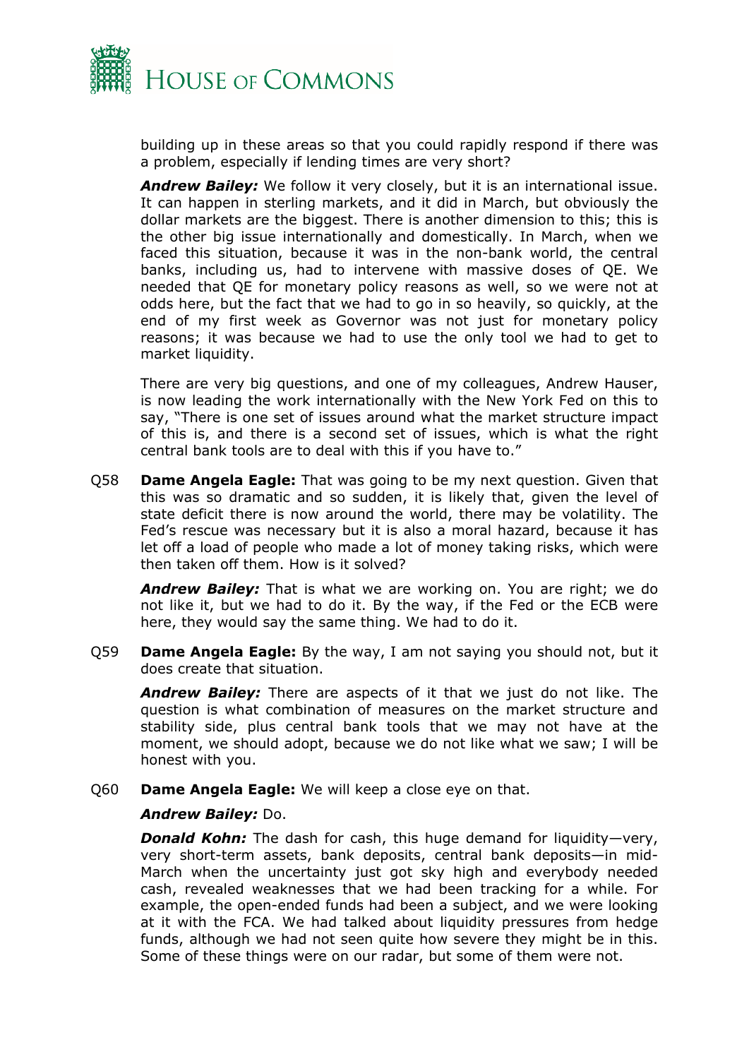building up in these areas so that you could rapidly respond if there was a problem, especially if lending times are very short?

***Andrew Bailey:*** We follow it very closely, but it is an international issue. It can happen in sterling markets, and it did in March, but obviously the dollar markets are the biggest. There is another dimension to this; this is the other big issue internationally and domestically. In March, when we faced this situation, because it was in the non-bank world, the central banks, including us, had to intervene with massive doses of QE. We needed that QE for monetary policy reasons as well, so we were not at odds here, but the fact that we had to go in so heavily, so quickly, at the end of my first week as Governor was not just for monetary policy reasons; it was because we had to use the only tool we had to get to market liquidity.

There are very big questions, and one of my colleagues, Andrew Hauser, is now leading the work internationally with the New York Fed on this to say, "There is one set of issues around what the market structure impact of this is, and there is a second set of issues, which is what the right central bank tools are to deal with this if you have to."

Q58 **Dame Angela Eagle:** That was going to be my next question. Given that this was so dramatic and so sudden, it is likely that, given the level of state deficit there is now around the world, there may be volatility. The Fed's rescue was necessary but it is also a moral hazard, because it has let off a load of people who made a lot of money taking risks, which were then taken off them. How is it solved?

***Andrew Bailey:*** That is what we are working on. You are right; we do not like it, but we had to do it. By the way, if the Fed or the ECB were here, they would say the same thing. We had to do it.

Q59 **Dame Angela Eagle:** By the way, I am not saying you should not, but it does create that situation.

***Andrew Bailey:*** There are aspects of it that we just do not like. The question is what combination of measures on the market structure and stability side, plus central bank tools that we may not have at the moment, we should adopt, because we do not like what we saw; I will be honest with you.

Q60 **Dame Angela Eagle:** We will keep a close eye on that.

***Andrew Bailey:*** Do.

***Donald Kohn:*** The dash for cash, this huge demand for liquidity—very, very short-term assets, bank deposits, central bank deposits—in mid-March when the uncertainty just got sky high and everybody needed cash, revealed weaknesses that we had been tracking for a while. For example, the open-ended funds had been a subject, and we were looking at it with the FCA. We had talked about liquidity pressures from hedge funds, although we had not seen quite how severe they might be in this. Some of these things were on our radar, but some of them were not.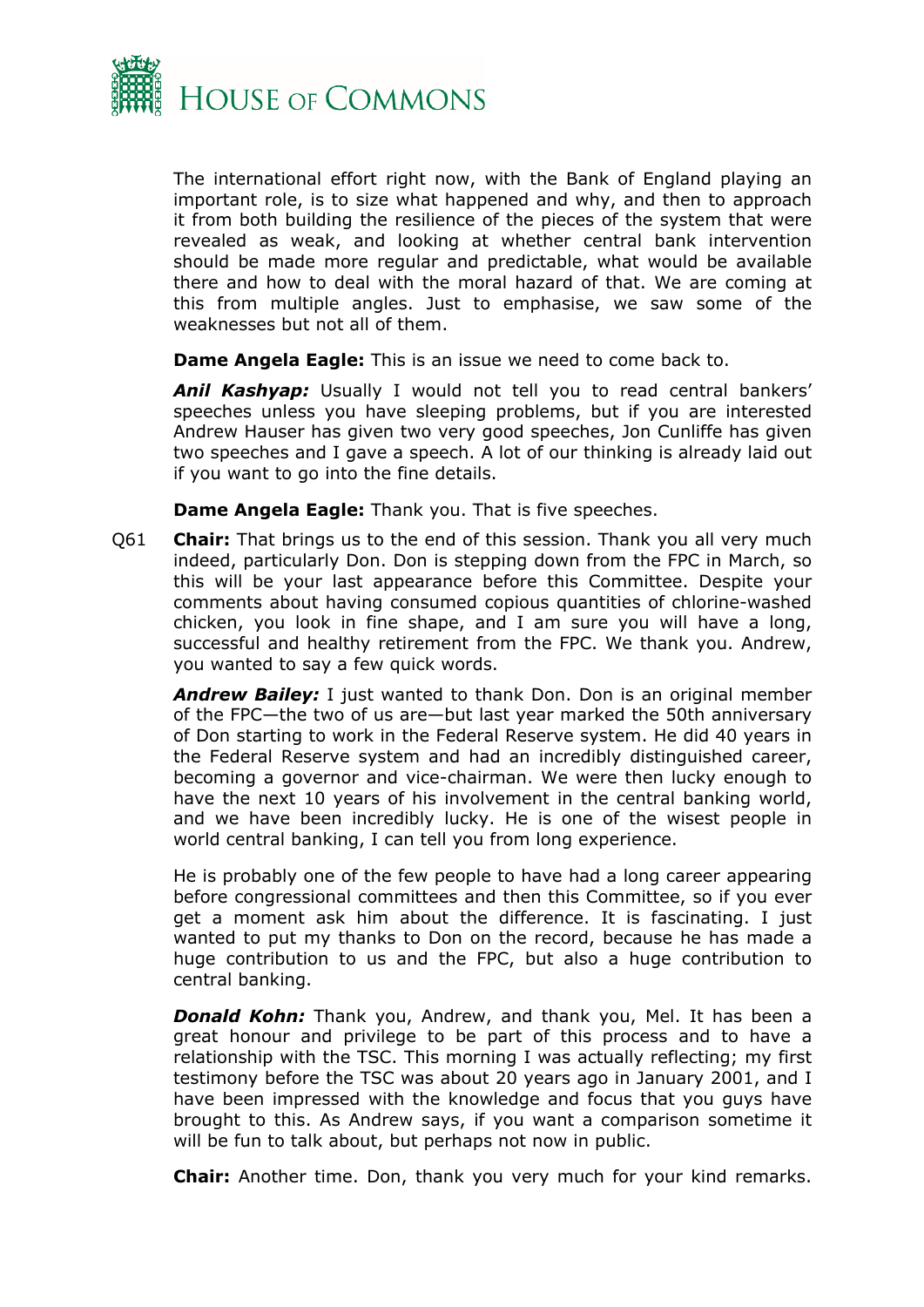The international effort right now, with the Bank of England playing an important role, is to size what happened and why, and then to approach it from both building the resilience of the pieces of the system that were revealed as weak, and looking at whether central bank intervention should be made more regular and predictable, what would be available there and how to deal with the moral hazard of that. We are coming at this from multiple angles. Just to emphasise, we saw some of the weaknesses but not all of them.

**Dame Angela Eagle:** This is an issue we need to come back to.

***Anil Kashyap:*** Usually I would not tell you to read central bankers' speeches unless you have sleeping problems, but if you are interested Andrew Hauser has given two very good speeches, Jon Cunliffe has given two speeches and I gave a speech. A lot of our thinking is already laid out if you want to go into the fine details.

**Dame Angela Eagle:** Thank you. That is five speeches.

Q61 **Chair:** That brings us to the end of this session. Thank you all very much indeed, particularly Don. Don is stepping down from the FPC in March, so this will be your last appearance before this Committee. Despite your comments about having consumed copious quantities of chlorine-washed chicken, you look in fine shape, and I am sure you will have a long, successful and healthy retirement from the FPC. We thank you. Andrew, you wanted to say a few quick words.

***Andrew Bailey:*** I just wanted to thank Don. Don is an original member of the FPC—the two of us are—but last year marked the 50th anniversary of Don starting to work in the Federal Reserve system. He did 40 years in the Federal Reserve system and had an incredibly distinguished career, becoming a governor and vice-chairman. We were then lucky enough to have the next 10 years of his involvement in the central banking world, and we have been incredibly lucky. He is one of the wisest people in world central banking, I can tell you from long experience.

He is probably one of the few people to have had a long career appearing before congressional committees and then this Committee, so if you ever get a moment ask him about the difference. It is fascinating. I just wanted to put my thanks to Don on the record, because he has made a huge contribution to us and the FPC, but also a huge contribution to central banking.

***Donald Kohn:*** Thank you, Andrew, and thank you, Mel. It has been a great honour and privilege to be part of this process and to have a relationship with the TSC. This morning I was actually reflecting; my first testimony before the TSC was about 20 years ago in January 2001, and I have been impressed with the knowledge and focus that you guys have brought to this. As Andrew says, if you want a comparison sometime it will be fun to talk about, but perhaps not now in public.

**Chair:** Another time. Don, thank you very much for your kind remarks.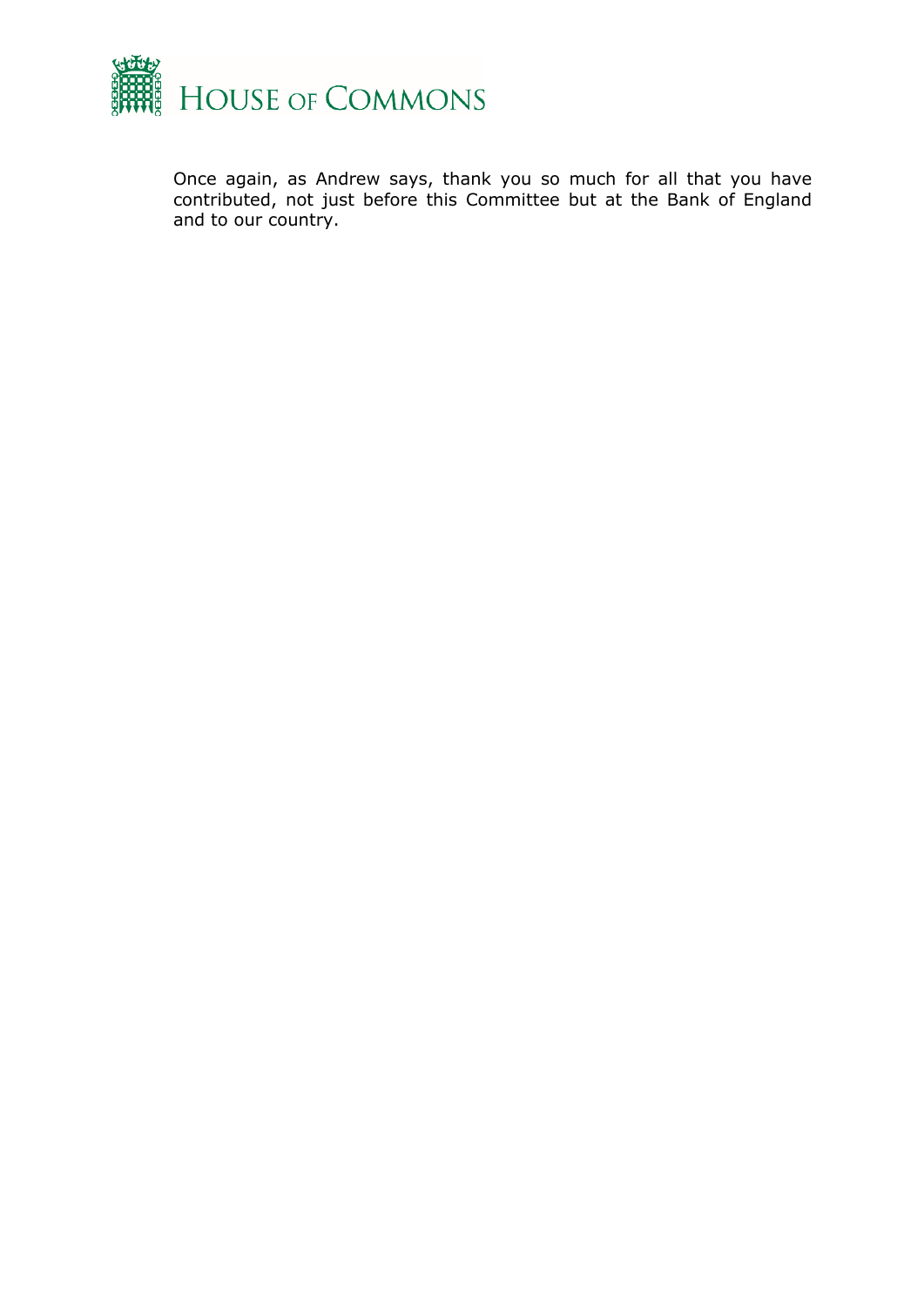Once again, as Andrew says, thank you so much for all that you have contributed, not just before this Committee but at the Bank of England and to our country.